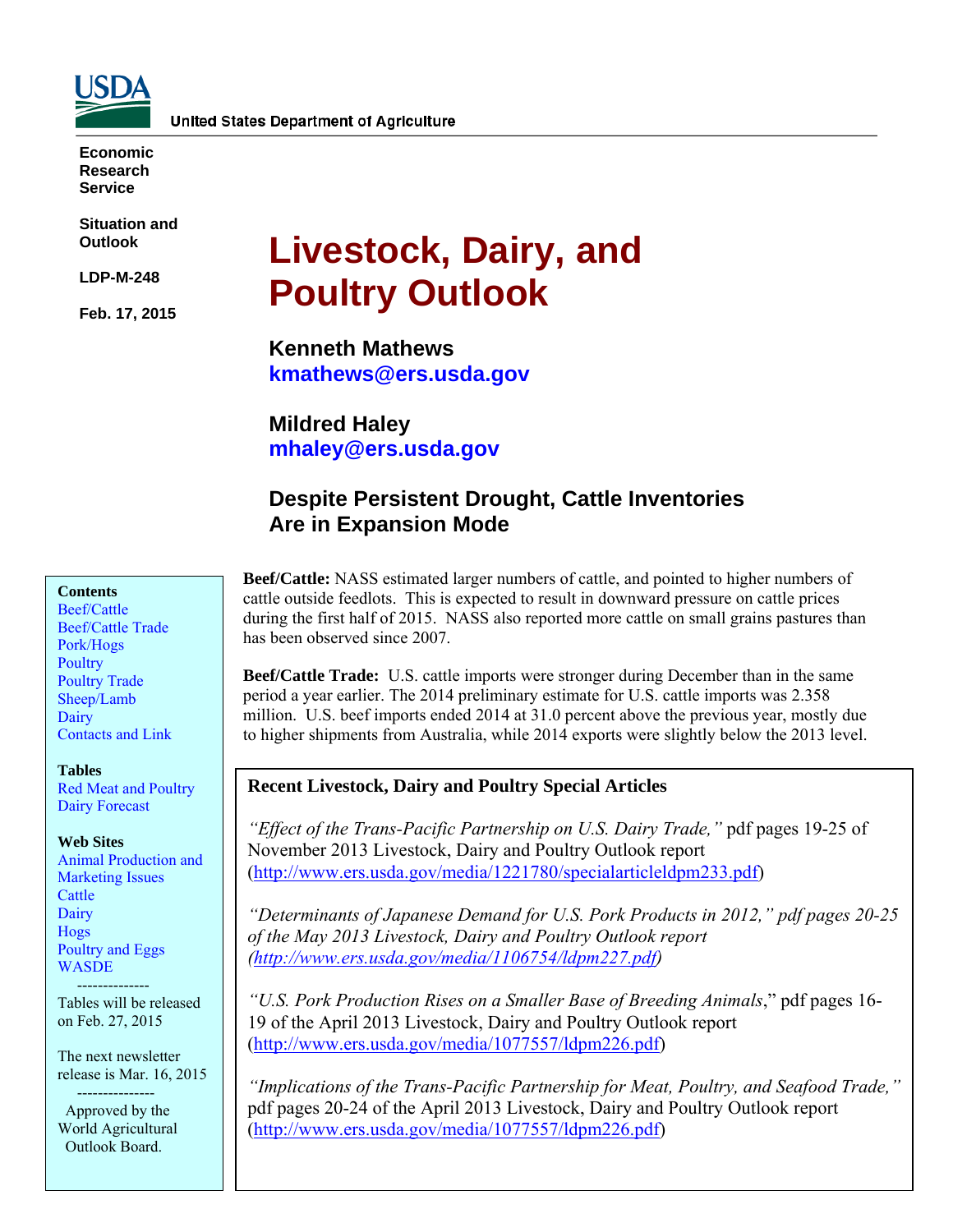United States Department of Agriculture

**Economic Research Service**

**Situation and Outlook**

**LDP-M-248**

**Feb. 17, 2015**

# Livestock, Dairy, and Poultry Outlook

**Kenneth Mathews**
**kmathews@ers.usda.gov**

**Mildred Haley**
**mhaley@ers.usda.gov**

## Despite Persistent Drought, Cattle Inventories Are in Expansion Mode

**Contents**
- Beef/Cattle
- Beef/Cattle Trade
- Pork/Hogs
- Poultry
- Poultry Trade
- Sheep/Lamb
- Dairy
- Contacts and Link

**Tables**
- Red Meat and Poultry
- Dairy Forecast

**Web Sites**
- Animal Production and Marketing Issues
- Cattle
- Dairy
- Hogs
- Poultry and Eggs
- WASDE

--------------

Tables will be released on Feb. 27, 2015

The next newsletter release is Mar. 16, 2015

---------------

Approved by the World Agricultural Outlook Board.

**Beef/Cattle:** NASS estimated larger numbers of cattle, and pointed to higher numbers of cattle outside feedlots. This is expected to result in downward pressure on cattle prices during the first half of 2015. NASS also reported more cattle on small grains pastures than has been observed since 2007.

**Beef/Cattle Trade:** U.S. cattle imports were stronger during December than in the same period a year earlier. The 2014 preliminary estimate for U.S. cattle imports was 2.358 million. U.S. beef imports ended 2014 at 31.0 percent above the previous year, mostly due to higher shipments from Australia, while 2014 exports were slightly below the 2013 level.

**Recent Livestock, Dairy and Poultry Special Articles**

*"Effect of the Trans-Pacific Partnership on U.S. Dairy Trade,"* pdf pages 19-25 of November 2013 Livestock, Dairy and Poultry Outlook report (http://www.ers.usda.gov/media/1221780/specialarticleldpm233.pdf)

*"Determinants of Japanese Demand for U.S. Pork Products in 2012," pdf pages 20-25 of the May 2013 Livestock, Dairy and Poultry Outlook report (http://www.ers.usda.gov/media/1106754/ldpm227.pdf)*

*"U.S. Pork Production Rises on a Smaller Base of Breeding Animals*," pdf pages 16-19 of the April 2013 Livestock, Dairy and Poultry Outlook report (http://www.ers.usda.gov/media/1077557/ldpm226.pdf)

*"Implications of the Trans-Pacific Partnership for Meat, Poultry, and Seafood Trade,"* pdf pages 20-24 of the April 2013 Livestock, Dairy and Poultry Outlook report (http://www.ers.usda.gov/media/1077557/ldpm226.pdf)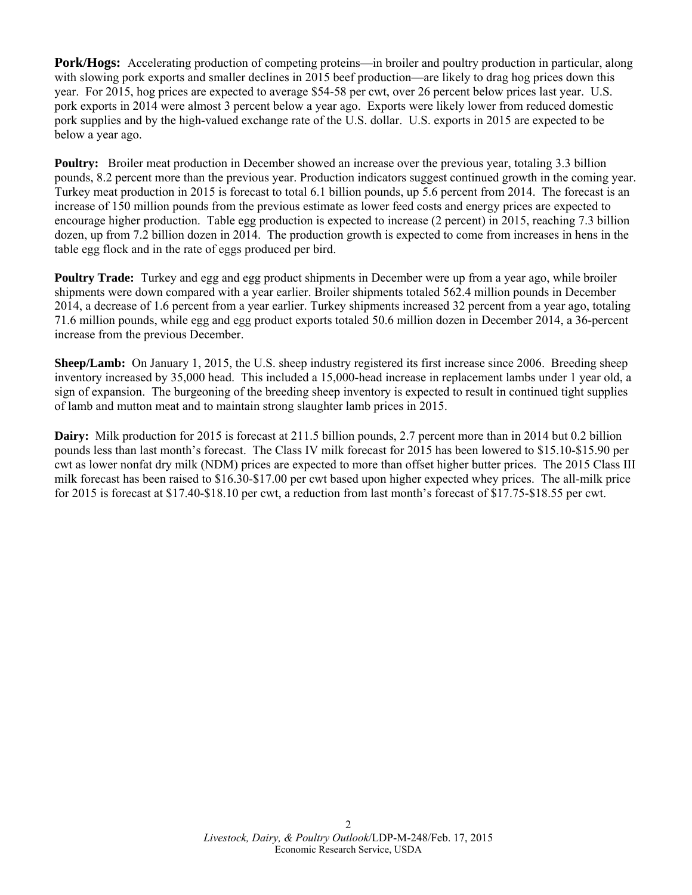**Pork/Hogs:** Accelerating production of competing proteins—in broiler and poultry production in particular, along with slowing pork exports and smaller declines in 2015 beef production—are likely to drag hog prices down this year. For 2015, hog prices are expected to average $54-58 per cwt, over 26 percent below prices last year. U.S. pork exports in 2014 were almost 3 percent below a year ago. Exports were likely lower from reduced domestic pork supplies and by the high-valued exchange rate of the U.S. dollar. U.S. exports in 2015 are expected to be below a year ago.

**Poultry:** Broiler meat production in December showed an increase over the previous year, totaling 3.3 billion pounds, 8.2 percent more than the previous year. Production indicators suggest continued growth in the coming year. Turkey meat production in 2015 is forecast to total 6.1 billion pounds, up 5.6 percent from 2014. The forecast is an increase of 150 million pounds from the previous estimate as lower feed costs and energy prices are expected to encourage higher production. Table egg production is expected to increase (2 percent) in 2015, reaching 7.3 billion dozen, up from 7.2 billion dozen in 2014. The production growth is expected to come from increases in hens in the table egg flock and in the rate of eggs produced per bird.

**Poultry Trade:** Turkey and egg and egg product shipments in December were up from a year ago, while broiler shipments were down compared with a year earlier. Broiler shipments totaled 562.4 million pounds in December 2014, a decrease of 1.6 percent from a year earlier. Turkey shipments increased 32 percent from a year ago, totaling 71.6 million pounds, while egg and egg product exports totaled 50.6 million dozen in December 2014, a 36-percent increase from the previous December.

**Sheep/Lamb:** On January 1, 2015, the U.S. sheep industry registered its first increase since 2006. Breeding sheep inventory increased by 35,000 head. This included a 15,000-head increase in replacement lambs under 1 year old, a sign of expansion. The burgeoning of the breeding sheep inventory is expected to result in continued tight supplies of lamb and mutton meat and to maintain strong slaughter lamb prices in 2015.

**Dairy:** Milk production for 2015 is forecast at 211.5 billion pounds, 2.7 percent more than in 2014 but 0.2 billion pounds less than last month's forecast. The Class IV milk forecast for 2015 has been lowered to $15.10-$15.90 per cwt as lower nonfat dry milk (NDM) prices are expected to more than offset higher butter prices. The 2015 Class III milk forecast has been raised to $16.30-$17.00 per cwt based upon higher expected whey prices. The all-milk price for 2015 is forecast at $17.40-$18.10 per cwt, a reduction from last month's forecast of $17.75-$18.55 per cwt.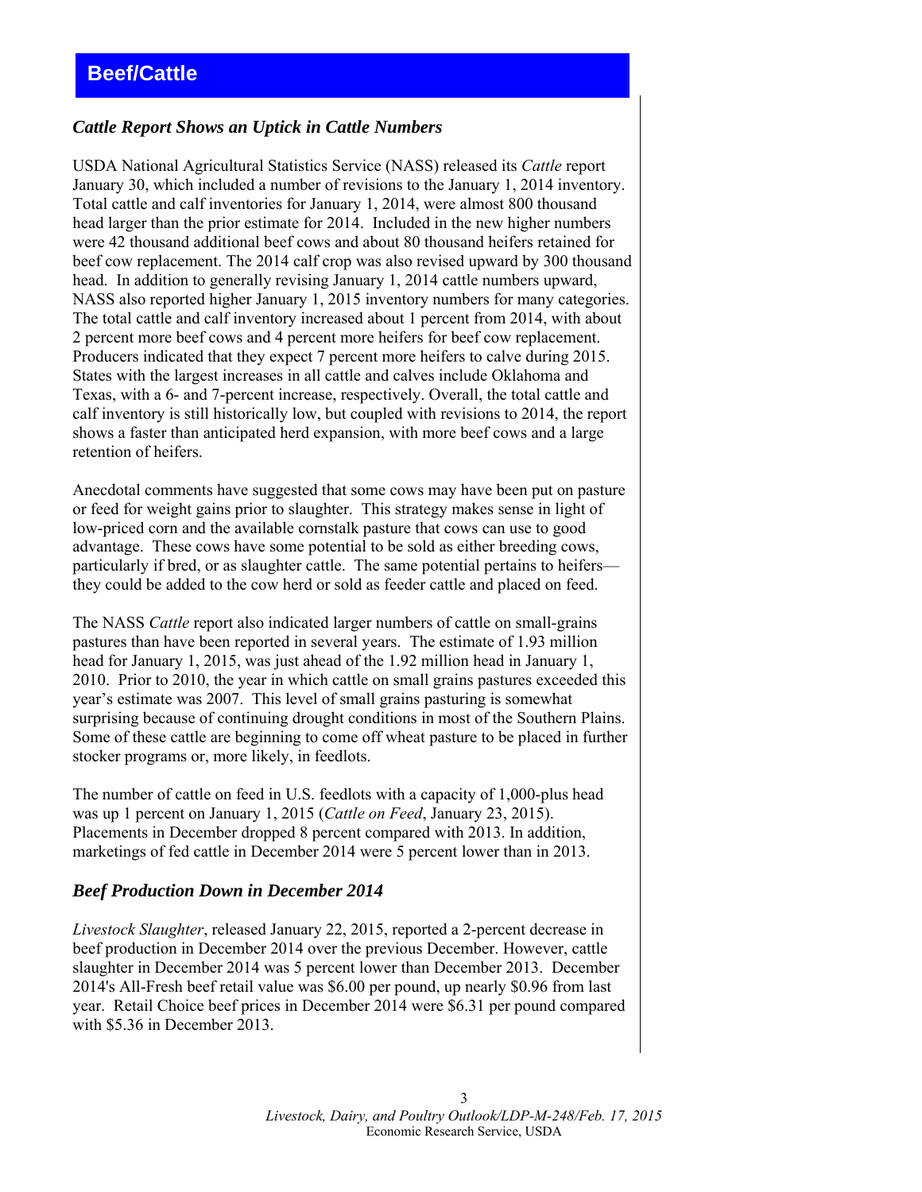# Beef/Cattle

## *Cattle Report Shows an Uptick in Cattle Numbers*

USDA National Agricultural Statistics Service (NASS) released its *Cattle* report January 30, which included a number of revisions to the January 1, 2014 inventory. Total cattle and calf inventories for January 1, 2014, were almost 800 thousand head larger than the prior estimate for 2014. Included in the new higher numbers were 42 thousand additional beef cows and about 80 thousand heifers retained for beef cow replacement. The 2014 calf crop was also revised upward by 300 thousand head. In addition to generally revising January 1, 2014 cattle numbers upward, NASS also reported higher January 1, 2015 inventory numbers for many categories. The total cattle and calf inventory increased about 1 percent from 2014, with about 2 percent more beef cows and 4 percent more heifers for beef cow replacement. Producers indicated that they expect 7 percent more heifers to calve during 2015. States with the largest increases in all cattle and calves include Oklahoma and Texas, with a 6- and 7-percent increase, respectively. Overall, the total cattle and calf inventory is still historically low, but coupled with revisions to 2014, the report shows a faster than anticipated herd expansion, with more beef cows and a large retention of heifers.

Anecdotal comments have suggested that some cows may have been put on pasture or feed for weight gains prior to slaughter. This strategy makes sense in light of low-priced corn and the available cornstalk pasture that cows can use to good advantage. These cows have some potential to be sold as either breeding cows, particularly if bred, or as slaughter cattle. The same potential pertains to heifers—they could be added to the cow herd or sold as feeder cattle and placed on feed.

The NASS *Cattle* report also indicated larger numbers of cattle on small-grains pastures than have been reported in several years. The estimate of 1.93 million head for January 1, 2015, was just ahead of the 1.92 million head in January 1, 2010. Prior to 2010, the year in which cattle on small grains pastures exceeded this year's estimate was 2007. This level of small grains pasturing is somewhat surprising because of continuing drought conditions in most of the Southern Plains. Some of these cattle are beginning to come off wheat pasture to be placed in further stocker programs or, more likely, in feedlots.

The number of cattle on feed in U.S. feedlots with a capacity of 1,000-plus head was up 1 percent on January 1, 2015 (*Cattle on Feed*, January 23, 2015). Placements in December dropped 8 percent compared with 2013. In addition, marketings of fed cattle in December 2014 were 5 percent lower than in 2013.

## *Beef Production Down in December 2014*

*Livestock Slaughter*, released January 22, 2015, reported a 2-percent decrease in beef production in December 2014 over the previous December. However, cattle slaughter in December 2014 was 5 percent lower than December 2013. December 2014's All-Fresh beef retail value was $6.00 per pound, up nearly $0.96 from last year. Retail Choice beef prices in December 2014 were $6.31 per pound compared with $5.36 in December 2013.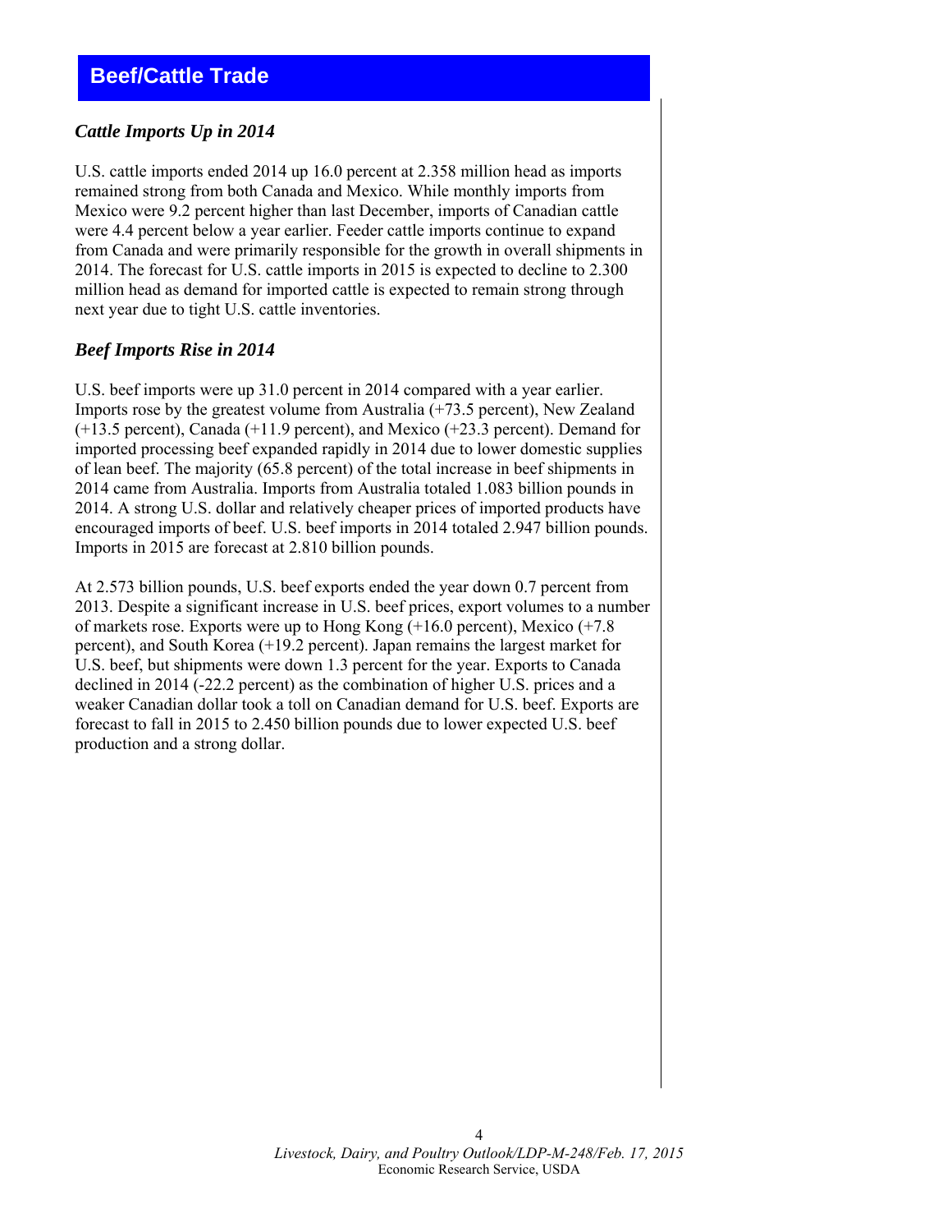## Beef/Cattle Trade

### *Cattle Imports Up in 2014*

U.S. cattle imports ended 2014 up 16.0 percent at 2.358 million head as imports remained strong from both Canada and Mexico. While monthly imports from Mexico were 9.2 percent higher than last December, imports of Canadian cattle were 4.4 percent below a year earlier. Feeder cattle imports continue to expand from Canada and were primarily responsible for the growth in overall shipments in 2014. The forecast for U.S. cattle imports in 2015 is expected to decline to 2.300 million head as demand for imported cattle is expected to remain strong through next year due to tight U.S. cattle inventories.

### *Beef Imports Rise in 2014*

U.S. beef imports were up 31.0 percent in 2014 compared with a year earlier. Imports rose by the greatest volume from Australia (+73.5 percent), New Zealand (+13.5 percent), Canada (+11.9 percent), and Mexico (+23.3 percent). Demand for imported processing beef expanded rapidly in 2014 due to lower domestic supplies of lean beef. The majority (65.8 percent) of the total increase in beef shipments in 2014 came from Australia. Imports from Australia totaled 1.083 billion pounds in 2014. A strong U.S. dollar and relatively cheaper prices of imported products have encouraged imports of beef. U.S. beef imports in 2014 totaled 2.947 billion pounds. Imports in 2015 are forecast at 2.810 billion pounds.

At 2.573 billion pounds, U.S. beef exports ended the year down 0.7 percent from 2013. Despite a significant increase in U.S. beef prices, export volumes to a number of markets rose. Exports were up to Hong Kong (+16.0 percent), Mexico (+7.8 percent), and South Korea (+19.2 percent). Japan remains the largest market for U.S. beef, but shipments were down 1.3 percent for the year. Exports to Canada declined in 2014 (-22.2 percent) as the combination of higher U.S. prices and a weaker Canadian dollar took a toll on Canadian demand for U.S. beef. Exports are forecast to fall in 2015 to 2.450 billion pounds due to lower expected U.S. beef production and a strong dollar.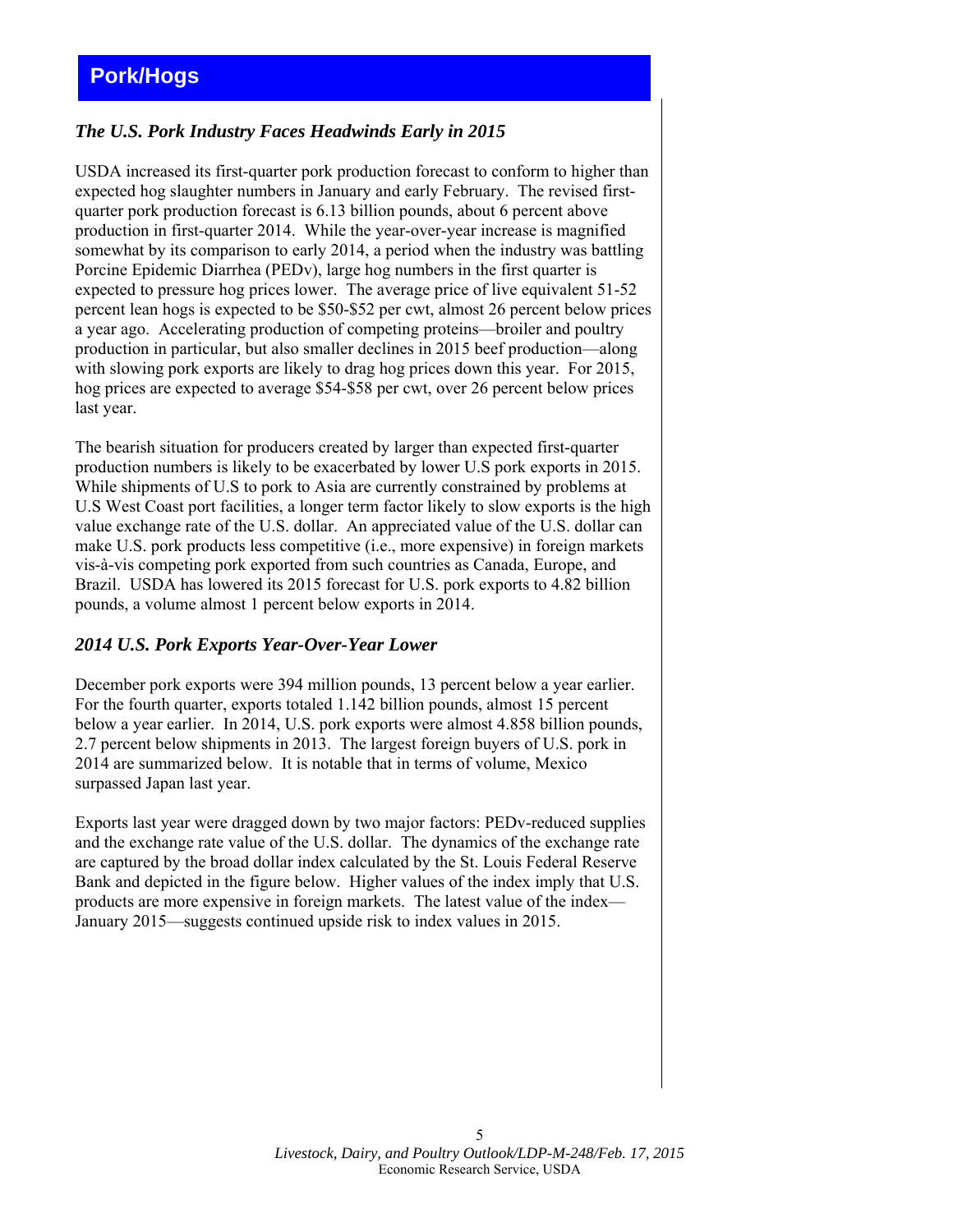# Pork/Hogs

### *The U.S. Pork Industry Faces Headwinds Early in 2015*

USDA increased its first-quarter pork production forecast to conform to higher than expected hog slaughter numbers in January and early February. The revised first-quarter pork production forecast is 6.13 billion pounds, about 6 percent above production in first-quarter 2014. While the year-over-year increase is magnified somewhat by its comparison to early 2014, a period when the industry was battling Porcine Epidemic Diarrhea (PEDv), large hog numbers in the first quarter is expected to pressure hog prices lower. The average price of live equivalent 51-52 percent lean hogs is expected to be $50-$52 per cwt, almost 26 percent below prices a year ago. Accelerating production of competing proteins—broiler and poultry production in particular, but also smaller declines in 2015 beef production—along with slowing pork exports are likely to drag hog prices down this year. For 2015, hog prices are expected to average $54-$58 per cwt, over 26 percent below prices last year.

The bearish situation for producers created by larger than expected first-quarter production numbers is likely to be exacerbated by lower U.S pork exports in 2015. While shipments of U.S to pork to Asia are currently constrained by problems at U.S West Coast port facilities, a longer term factor likely to slow exports is the high value exchange rate of the U.S. dollar. An appreciated value of the U.S. dollar can make U.S. pork products less competitive (i.e., more expensive) in foreign markets vis-à-vis competing pork exported from such countries as Canada, Europe, and Brazil. USDA has lowered its 2015 forecast for U.S. pork exports to 4.82 billion pounds, a volume almost 1 percent below exports in 2014.

### *2014 U.S. Pork Exports Year-Over-Year Lower*

December pork exports were 394 million pounds, 13 percent below a year earlier. For the fourth quarter, exports totaled 1.142 billion pounds, almost 15 percent below a year earlier. In 2014, U.S. pork exports were almost 4.858 billion pounds, 2.7 percent below shipments in 2013. The largest foreign buyers of U.S. pork in 2014 are summarized below. It is notable that in terms of volume, Mexico surpassed Japan last year.

Exports last year were dragged down by two major factors: PEDv-reduced supplies and the exchange rate value of the U.S. dollar. The dynamics of the exchange rate are captured by the broad dollar index calculated by the St. Louis Federal Reserve Bank and depicted in the figure below. Higher values of the index imply that U.S. products are more expensive in foreign markets. The latest value of the index—January 2015—suggests continued upside risk to index values in 2015.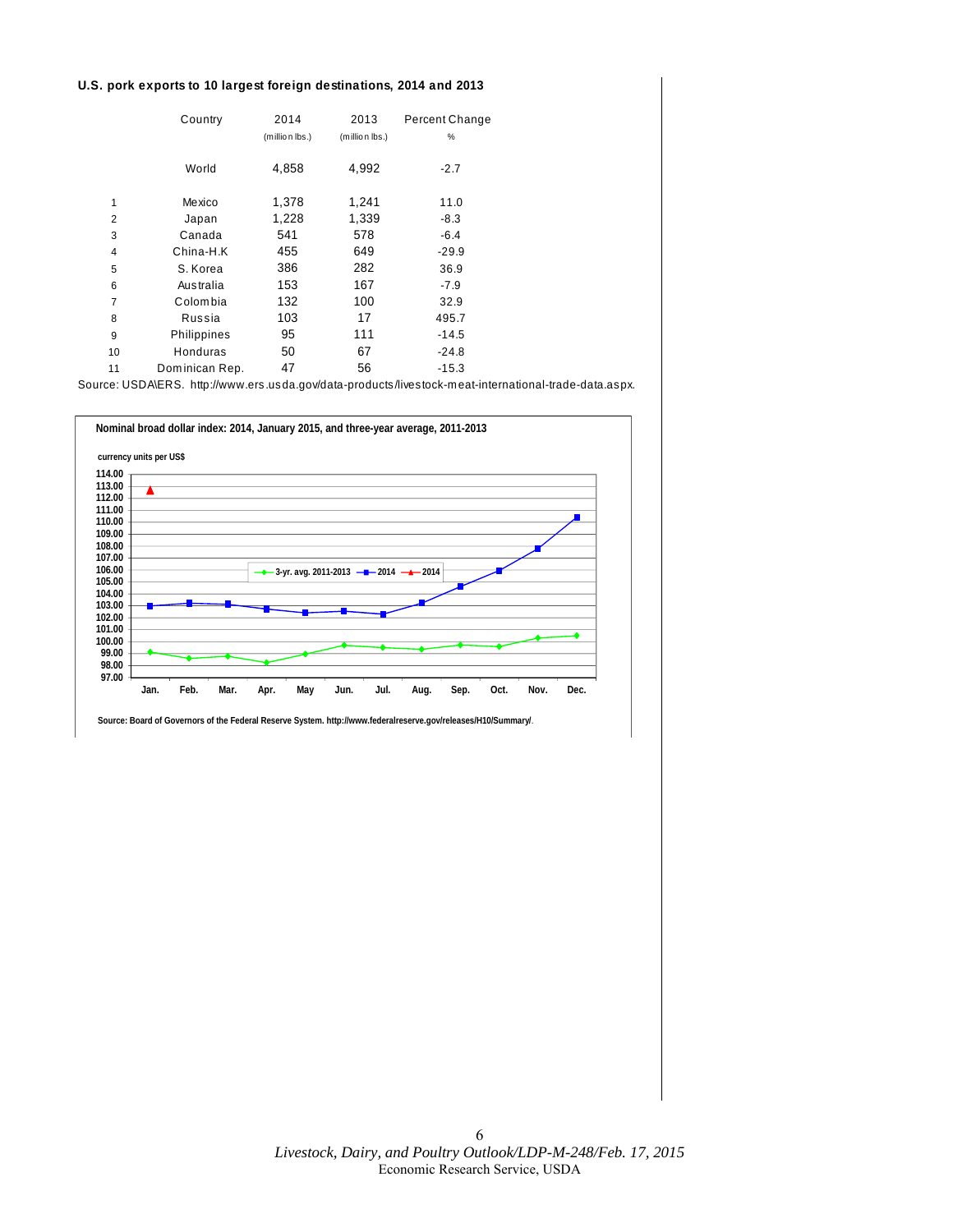**U.S. pork exports to 10 largest foreign destinations, 2014 and 2013**

| | Country | 2014 (million lbs.) | 2013 (million lbs.) | Percent Change % |
|---|---|---|---|---|
| | World | 4,858 | 4,992 | -2.7 |
| 1 | Mexico | 1,378 | 1,241 | 11.0 |
| 2 | Japan | 1,228 | 1,339 | -8.3 |
| 3 | Canada | 541 | 578 | -6.4 |
| 4 | China-H.K | 455 | 649 | -29.9 |
| 5 | S. Korea | 386 | 282 | 36.9 |
| 6 | Australia | 153 | 167 | -7.9 |
| 7 | Colombia | 132 | 100 | 32.9 |
| 8 | Russia | 103 | 17 | 495.7 |
| 9 | Philippines | 95 | 111 | -14.5 |
| 10 | Honduras | 50 | 67 | -24.8 |
| 11 | Dominican Rep. | 47 | 56 | -15.3 |

Source: USDA\ERS. http://www.ers.usda.gov/data-products/livestock-meat-international-trade-data.aspx.

**Nominal broad dollar index: 2014, January 2015, and three-year average, 2011-2013**

currency units per US$

114.00
113.00
112.00
111.00
110.00
109.00
108.00
107.00
106.00
105.00
104.00
103.00
102.00
101.00
100.00
99.00
98.00
97.00

Jan. Feb. Mar. Apr. May Jun. Jul. Aug. Sep. Oct. Nov. Dec.

3-yr. avg. 2011-2013 — 2014 — 2014

Source: Board of Governors of the Federal Reserve System. http://www.federalreserve.gov/releases/H10/Summary/.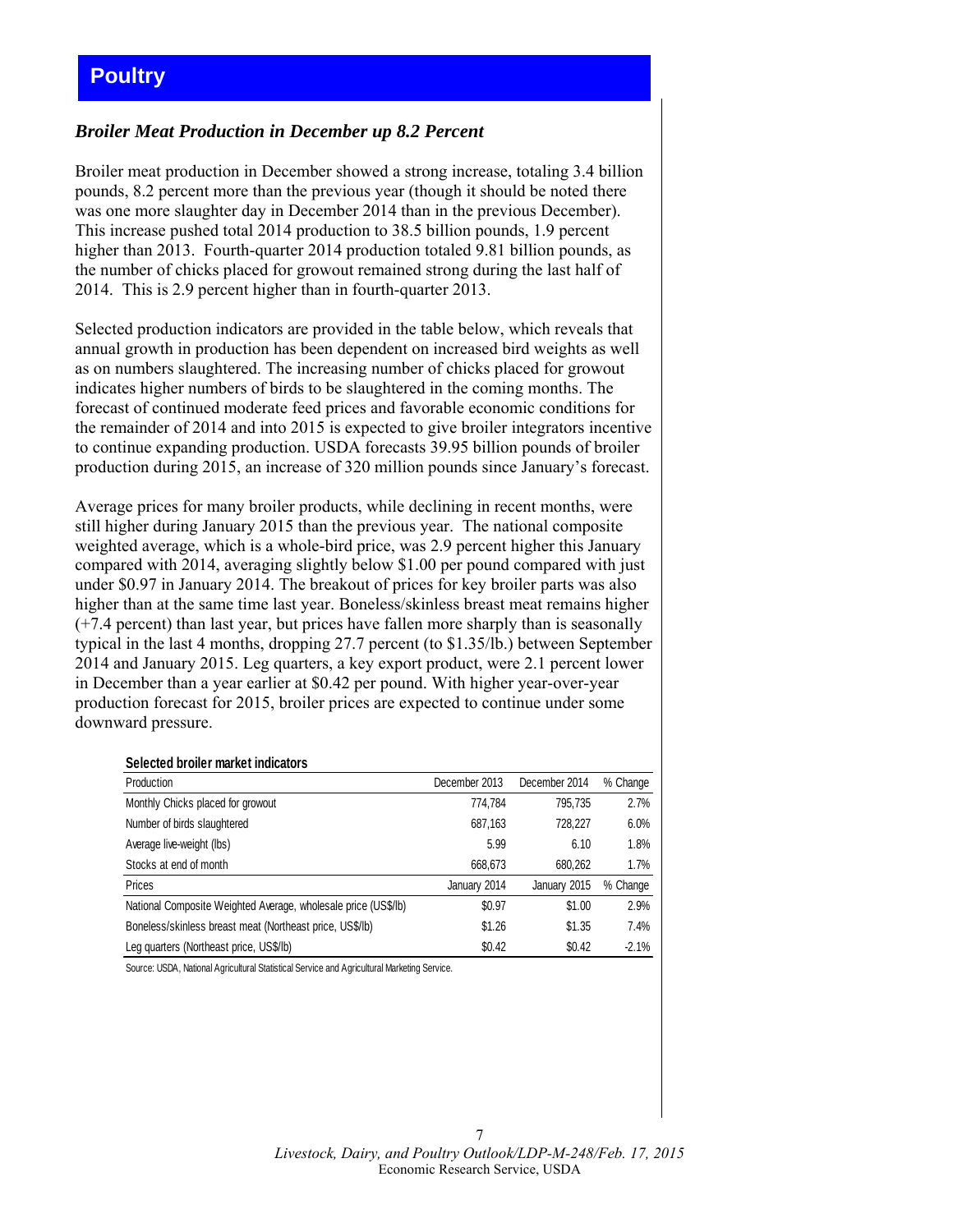# Poultry

### *Broiler Meat Production in December up 8.2 Percent*

Broiler meat production in December showed a strong increase, totaling 3.4 billion pounds, 8.2 percent more than the previous year (though it should be noted there was one more slaughter day in December 2014 than in the previous December). This increase pushed total 2014 production to 38.5 billion pounds, 1.9 percent higher than 2013. Fourth-quarter 2014 production totaled 9.81 billion pounds, as the number of chicks placed for growout remained strong during the last half of 2014. This is 2.9 percent higher than in fourth-quarter 2013.

Selected production indicators are provided in the table below, which reveals that annual growth in production has been dependent on increased bird weights as well as on numbers slaughtered. The increasing number of chicks placed for growout indicates higher numbers of birds to be slaughtered in the coming months. The forecast of continued moderate feed prices and favorable economic conditions for the remainder of 2014 and into 2015 is expected to give broiler integrators incentive to continue expanding production. USDA forecasts 39.95 billion pounds of broiler production during 2015, an increase of 320 million pounds since January's forecast.

Average prices for many broiler products, while declining in recent months, were still higher during January 2015 than the previous year. The national composite weighted average, which is a whole-bird price, was 2.9 percent higher this January compared with 2014, averaging slightly below $1.00 per pound compared with just under $0.97 in January 2014. The breakout of prices for key broiler parts was also higher than at the same time last year. Boneless/skinless breast meat remains higher (+7.4 percent) than last year, but prices have fallen more sharply than is seasonally typical in the last 4 months, dropping 27.7 percent (to $1.35/lb.) between September 2014 and January 2015. Leg quarters, a key export product, were 2.1 percent lower in December than a year earlier at $0.42 per pound. With higher year-over-year production forecast for 2015, broiler prices are expected to continue under some downward pressure.

**Selected broiler market indicators**

| Production | December 2013 | December 2014 | % Change |
|---|---|---|---|
| Monthly Chicks placed for growout | 774,784 | 795,735 | 2.7% |
| Number of birds slaughtered | 687,163 | 728,227 | 6.0% |
| Average live-weight (lbs) | 5.99 | 6.10 | 1.8% |
| Stocks at end of month | 668,673 | 680,262 | 1.7% |
| **Prices** | **January 2014** | **January 2015** | **% Change** |
| National Composite Weighted Average, wholesale price (US$/lb) | $0.97 | $1.00 | 2.9% |
| Boneless/skinless breast meat (Northeast price, US$/lb) | $1.26 | $1.35 | 7.4% |
| Leg quarters (Northeast price, US$/lb) | $0.42 | $0.42 | -2.1% |

Source: USDA, National Agricultural Statistical Service and Agricultural Marketing Service.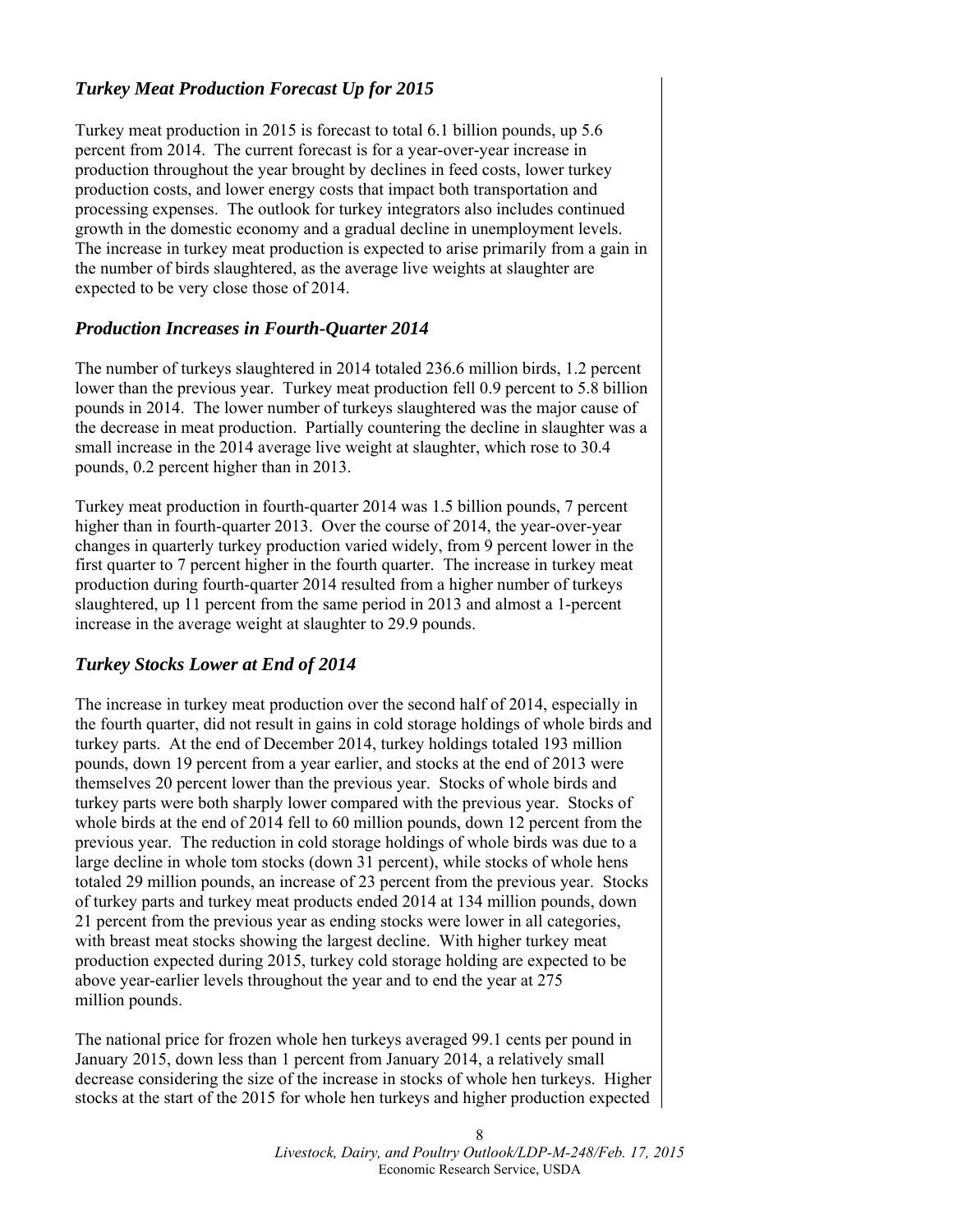### *Turkey Meat Production Forecast Up for 2015*

Turkey meat production in 2015 is forecast to total 6.1 billion pounds, up 5.6 percent from 2014. The current forecast is for a year-over-year increase in production throughout the year brought by declines in feed costs, lower turkey production costs, and lower energy costs that impact both transportation and processing expenses. The outlook for turkey integrators also includes continued growth in the domestic economy and a gradual decline in unemployment levels. The increase in turkey meat production is expected to arise primarily from a gain in the number of birds slaughtered, as the average live weights at slaughter are expected to be very close those of 2014.

### *Production Increases in Fourth-Quarter 2014*

The number of turkeys slaughtered in 2014 totaled 236.6 million birds, 1.2 percent lower than the previous year. Turkey meat production fell 0.9 percent to 5.8 billion pounds in 2014. The lower number of turkeys slaughtered was the major cause of the decrease in meat production. Partially countering the decline in slaughter was a small increase in the 2014 average live weight at slaughter, which rose to 30.4 pounds, 0.2 percent higher than in 2013.

Turkey meat production in fourth-quarter 2014 was 1.5 billion pounds, 7 percent higher than in fourth-quarter 2013. Over the course of 2014, the year-over-year changes in quarterly turkey production varied widely, from 9 percent lower in the first quarter to 7 percent higher in the fourth quarter. The increase in turkey meat production during fourth-quarter 2014 resulted from a higher number of turkeys slaughtered, up 11 percent from the same period in 2013 and almost a 1-percent increase in the average weight at slaughter to 29.9 pounds.

### *Turkey Stocks Lower at End of 2014*

The increase in turkey meat production over the second half of 2014, especially in the fourth quarter, did not result in gains in cold storage holdings of whole birds and turkey parts. At the end of December 2014, turkey holdings totaled 193 million pounds, down 19 percent from a year earlier, and stocks at the end of 2013 were themselves 20 percent lower than the previous year. Stocks of whole birds and turkey parts were both sharply lower compared with the previous year. Stocks of whole birds at the end of 2014 fell to 60 million pounds, down 12 percent from the previous year. The reduction in cold storage holdings of whole birds was due to a large decline in whole tom stocks (down 31 percent), while stocks of whole hens totaled 29 million pounds, an increase of 23 percent from the previous year. Stocks of turkey parts and turkey meat products ended 2014 at 134 million pounds, down 21 percent from the previous year as ending stocks were lower in all categories, with breast meat stocks showing the largest decline. With higher turkey meat production expected during 2015, turkey cold storage holding are expected to be above year-earlier levels throughout the year and to end the year at 275 million pounds.

The national price for frozen whole hen turkeys averaged 99.1 cents per pound in January 2015, down less than 1 percent from January 2014, a relatively small decrease considering the size of the increase in stocks of whole hen turkeys. Higher stocks at the start of the 2015 for whole hen turkeys and higher production expected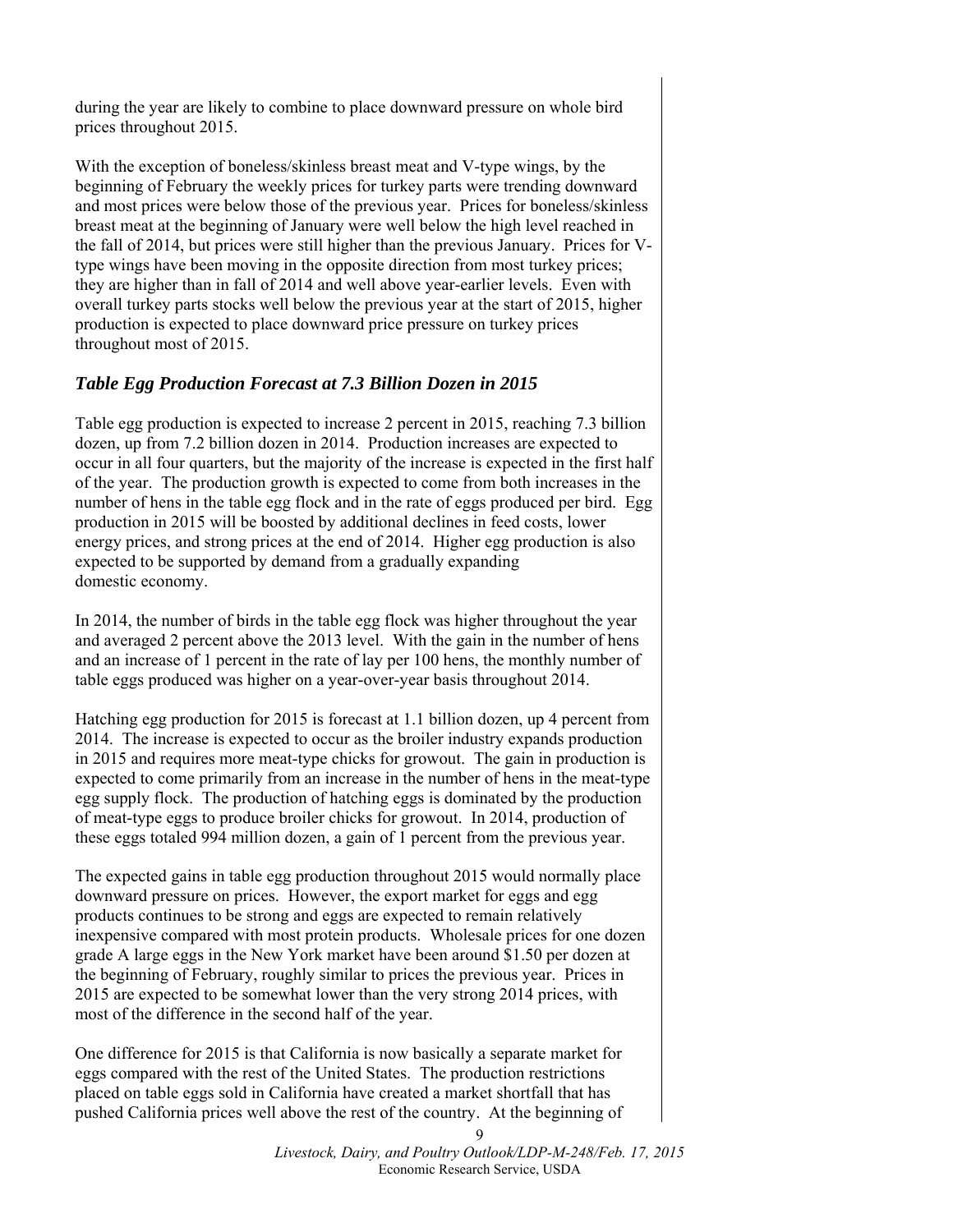during the year are likely to combine to place downward pressure on whole bird prices throughout 2015.

With the exception of boneless/skinless breast meat and V-type wings, by the beginning of February the weekly prices for turkey parts were trending downward and most prices were below those of the previous year. Prices for boneless/skinless breast meat at the beginning of January were well below the high level reached in the fall of 2014, but prices were still higher than the previous January. Prices for V-type wings have been moving in the opposite direction from most turkey prices; they are higher than in fall of 2014 and well above year-earlier levels. Even with overall turkey parts stocks well below the previous year at the start of 2015, higher production is expected to place downward price pressure on turkey prices throughout most of 2015.

## *Table Egg Production Forecast at 7.3 Billion Dozen in 2015*

Table egg production is expected to increase 2 percent in 2015, reaching 7.3 billion dozen, up from 7.2 billion dozen in 2014. Production increases are expected to occur in all four quarters, but the majority of the increase is expected in the first half of the year. The production growth is expected to come from both increases in the number of hens in the table egg flock and in the rate of eggs produced per bird. Egg production in 2015 will be boosted by additional declines in feed costs, lower energy prices, and strong prices at the end of 2014. Higher egg production is also expected to be supported by demand from a gradually expanding domestic economy.

In 2014, the number of birds in the table egg flock was higher throughout the year and averaged 2 percent above the 2013 level. With the gain in the number of hens and an increase of 1 percent in the rate of lay per 100 hens, the monthly number of table eggs produced was higher on a year-over-year basis throughout 2014.

Hatching egg production for 2015 is forecast at 1.1 billion dozen, up 4 percent from 2014. The increase is expected to occur as the broiler industry expands production in 2015 and requires more meat-type chicks for growout. The gain in production is expected to come primarily from an increase in the number of hens in the meat-type egg supply flock. The production of hatching eggs is dominated by the production of meat-type eggs to produce broiler chicks for growout. In 2014, production of these eggs totaled 994 million dozen, a gain of 1 percent from the previous year.

The expected gains in table egg production throughout 2015 would normally place downward pressure on prices. However, the export market for eggs and egg products continues to be strong and eggs are expected to remain relatively inexpensive compared with most protein products. Wholesale prices for one dozen grade A large eggs in the New York market have been around $1.50 per dozen at the beginning of February, roughly similar to prices the previous year. Prices in 2015 are expected to be somewhat lower than the very strong 2014 prices, with most of the difference in the second half of the year.

One difference for 2015 is that California is now basically a separate market for eggs compared with the rest of the United States. The production restrictions placed on table eggs sold in California have created a market shortfall that has pushed California prices well above the rest of the country. At the beginning of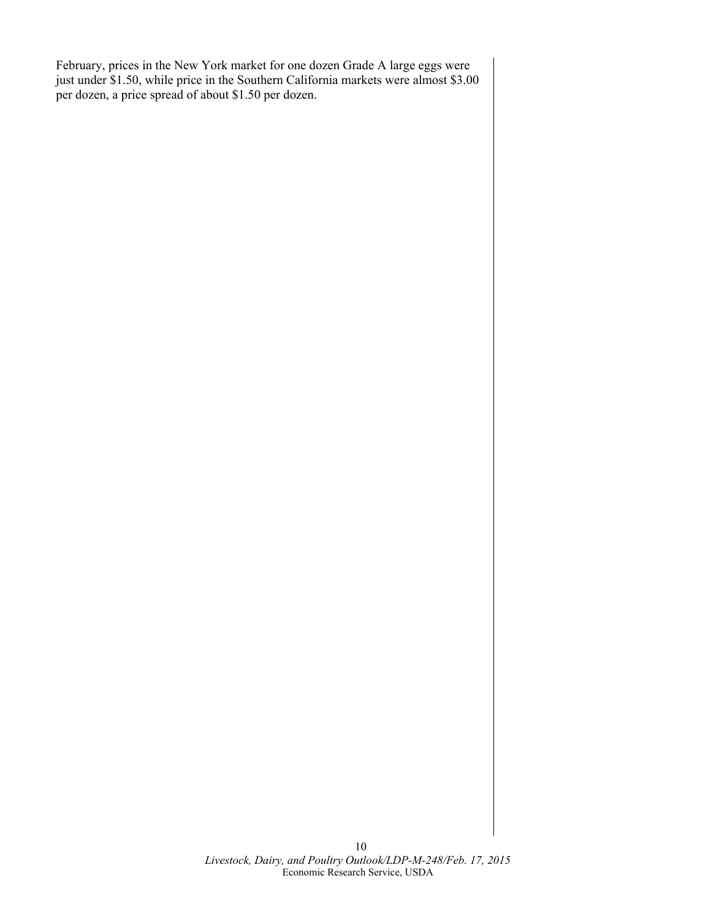February, prices in the New York market for one dozen Grade A large eggs were just under $1.50, while price in the Southern California markets were almost $3.00 per dozen, a price spread of about $1.50 per dozen.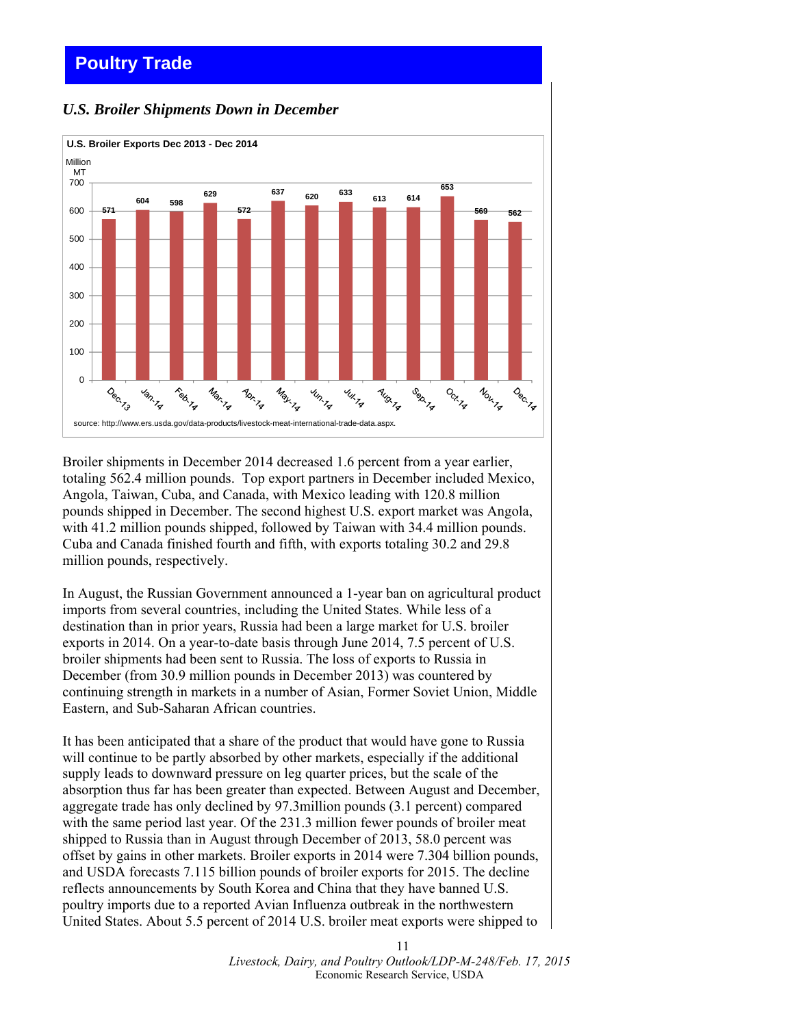# Poultry Trade

## *U.S. Broiler Shipments Down in December*

**U.S. Broiler Exports Dec 2013 - Dec 2014**

| Month | Million MT |
|---|---|
| Dec-13 | 571 |
| Jan-14 | 604 |
| Feb-14 | 598 |
| Mar-14 | 629 |
| Apr-14 | 572 |
| May-14 | 637 |
| Jun-14 | 620 |
| Jul-14 | 633 |
| Aug-14 | 613 |
| Sep-14 | 614 |
| Oct-14 | 653 |
| Nov-14 | 569 |
| Dec-14 | 562 |

source: http://www.ers.usda.gov/data-products/livestock-meat-international-trade-data.aspx.

Broiler shipments in December 2014 decreased 1.6 percent from a year earlier, totaling 562.4 million pounds. Top export partners in December included Mexico, Angola, Taiwan, Cuba, and Canada, with Mexico leading with 120.8 million pounds shipped in December. The second highest U.S. export market was Angola, with 41.2 million pounds shipped, followed by Taiwan with 34.4 million pounds. Cuba and Canada finished fourth and fifth, with exports totaling 30.2 and 29.8 million pounds, respectively.

In August, the Russian Government announced a 1-year ban on agricultural product imports from several countries, including the United States. While less of a destination than in prior years, Russia had been a large market for U.S. broiler exports in 2014. On a year-to-date basis through June 2014, 7.5 percent of U.S. broiler shipments had been sent to Russia. The loss of exports to Russia in December (from 30.9 million pounds in December 2013) was countered by continuing strength in markets in a number of Asian, Former Soviet Union, Middle Eastern, and Sub-Saharan African countries.

It has been anticipated that a share of the product that would have gone to Russia will continue to be partly absorbed by other markets, especially if the additional supply leads to downward pressure on leg quarter prices, but the scale of the absorption thus far has been greater than expected. Between August and December, aggregate trade has only declined by 97.3million pounds (3.1 percent) compared with the same period last year. Of the 231.3 million fewer pounds of broiler meat shipped to Russia than in August through December of 2013, 58.0 percent was offset by gains in other markets. Broiler exports in 2014 were 7.304 billion pounds, and USDA forecasts 7.115 billion pounds of broiler exports for 2015. The decline reflects announcements by South Korea and China that they have banned U.S. poultry imports due to a reported Avian Influenza outbreak in the northwestern United States. About 5.5 percent of 2014 U.S. broiler meat exports were shipped to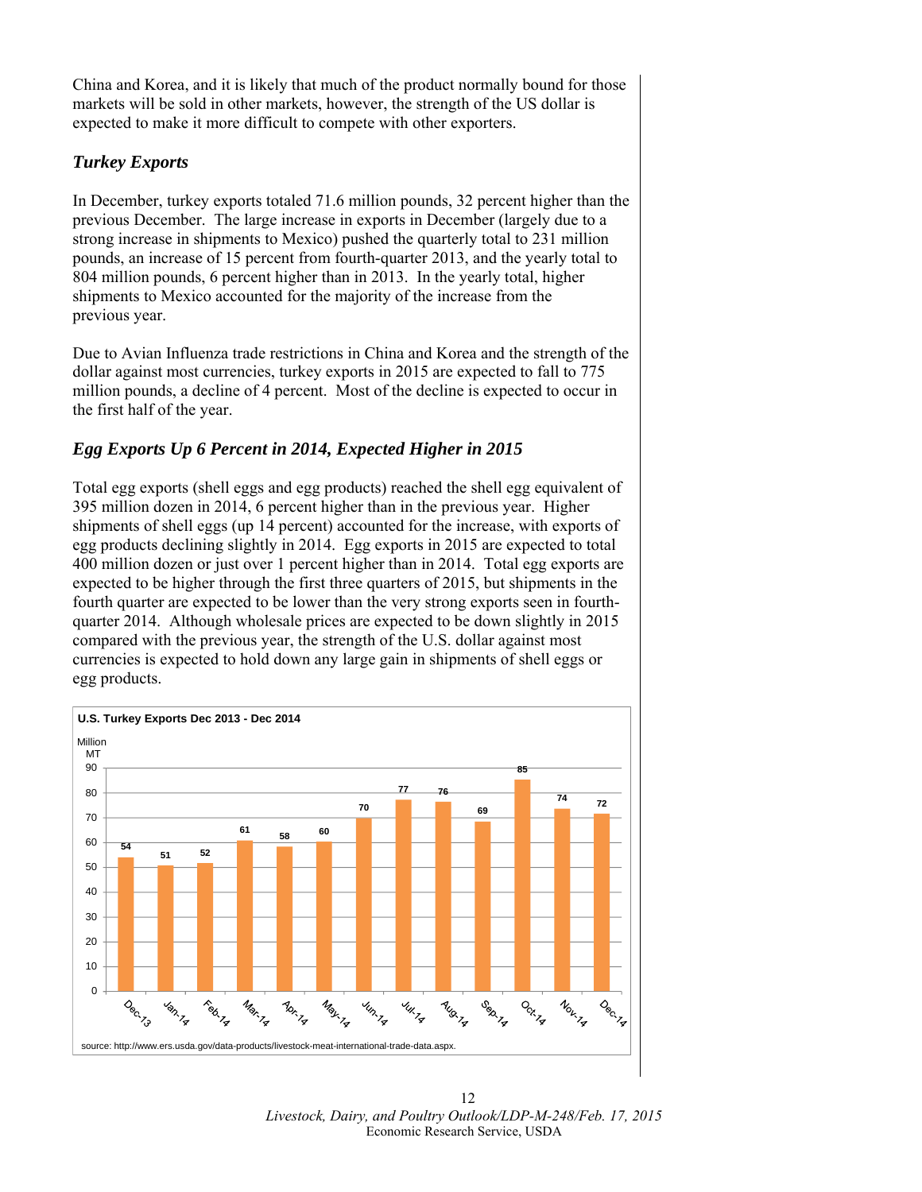China and Korea, and it is likely that much of the product normally bound for those markets will be sold in other markets, however, the strength of the US dollar is expected to make it more difficult to compete with other exporters.

### *Turkey Exports*

In December, turkey exports totaled 71.6 million pounds, 32 percent higher than the previous December. The large increase in exports in December (largely due to a strong increase in shipments to Mexico) pushed the quarterly total to 231 million pounds, an increase of 15 percent from fourth-quarter 2013, and the yearly total to 804 million pounds, 6 percent higher than in 2013. In the yearly total, higher shipments to Mexico accounted for the majority of the increase from the previous year.

Due to Avian Influenza trade restrictions in China and Korea and the strength of the dollar against most currencies, turkey exports in 2015 are expected to fall to 775 million pounds, a decline of 4 percent. Most of the decline is expected to occur in the first half of the year.

### *Egg Exports Up 6 Percent in 2014, Expected Higher in 2015*

Total egg exports (shell eggs and egg products) reached the shell egg equivalent of 395 million dozen in 2014, 6 percent higher than in the previous year. Higher shipments of shell eggs (up 14 percent) accounted for the increase, with exports of egg products declining slightly in 2014. Egg exports in 2015 are expected to total 400 million dozen or just over 1 percent higher than in 2014. Total egg exports are expected to be higher through the first three quarters of 2015, but shipments in the fourth quarter are expected to be lower than the very strong exports seen in fourth-quarter 2014. Although wholesale prices are expected to be down slightly in 2015 compared with the previous year, the strength of the U.S. dollar against most currencies is expected to hold down any large gain in shipments of shell eggs or egg products.

**U.S. Turkey Exports Dec 2013 - Dec 2014**

Million MT

90
80
70
60
50
40
30
20
10
0

54 51 52 61 58 60 70 77 76 69 85 74 72

Dec-13 Jan-14 Feb-14 Mar-14 Apr-14 May-14 Jun-14 Jul-14 Aug-14 Sep-14 Oct-14 Nov-14 Dec-14

source: http://www.ers.usda.gov/data-products/livestock-meat-international-trade-data.aspx.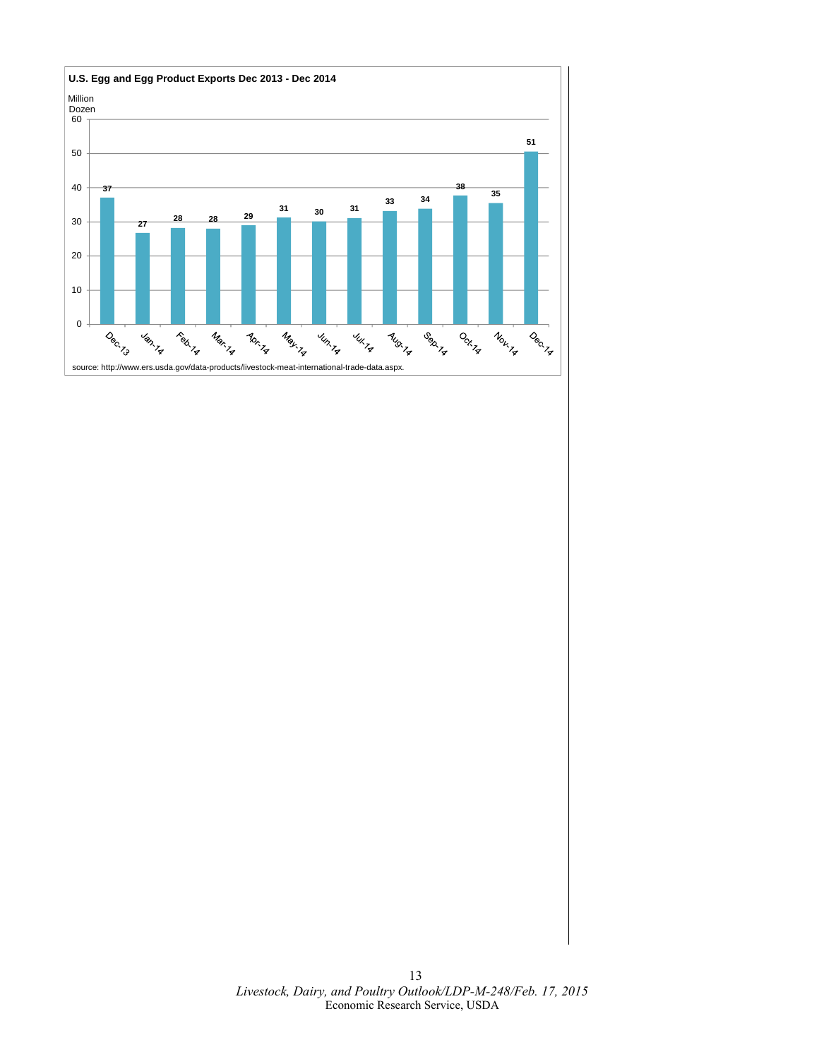**U.S. Egg and Egg Product Exports Dec 2013 - Dec 2014**

Million Dozen

60
50
40
30
20
10
0

37
27
28
28
29
31
30
31
33
34
38
35
51

Dec-13
Jan-14
Feb-14
Mar-14
Apr-14
May-14
Jun-14
Jul-14
Aug-14
Sep-14
Oct-14
Nov-14
Dec-14

source: http://www.ers.usda.gov/data-products/livestock-meat-international-trade-data.aspx.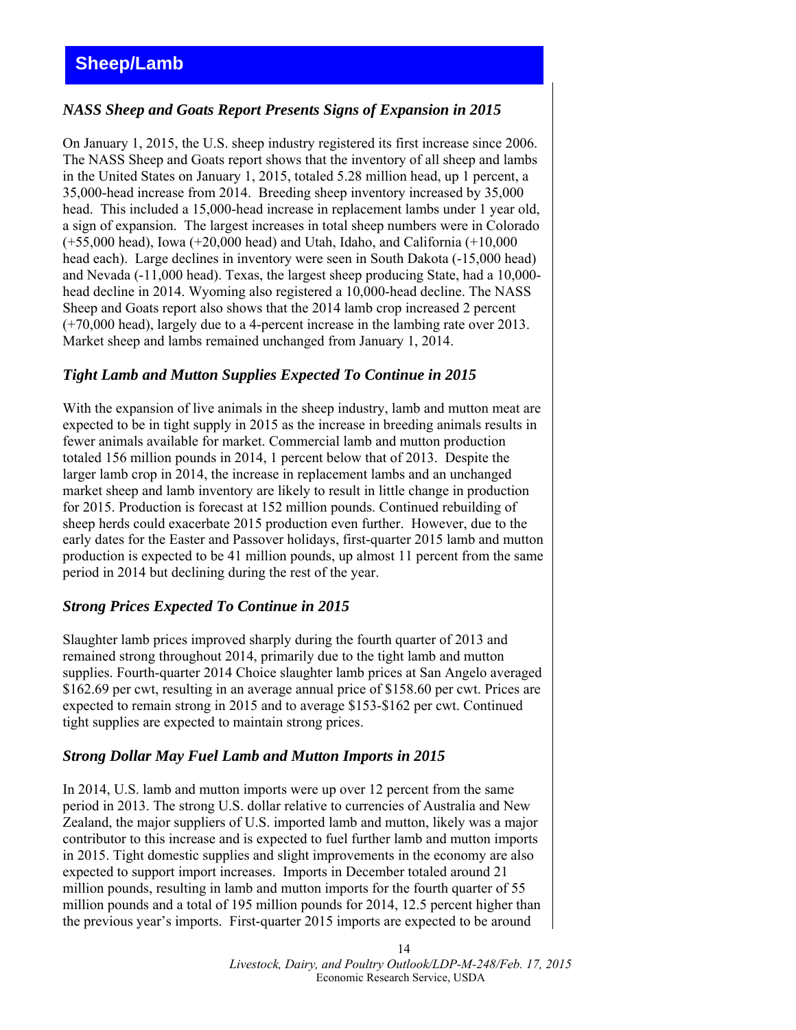# Sheep/Lamb

### *NASS Sheep and Goats Report Presents Signs of Expansion in 2015*

On January 1, 2015, the U.S. sheep industry registered its first increase since 2006. The NASS Sheep and Goats report shows that the inventory of all sheep and lambs in the United States on January 1, 2015, totaled 5.28 million head, up 1 percent, a 35,000-head increase from 2014. Breeding sheep inventory increased by 35,000 head. This included a 15,000-head increase in replacement lambs under 1 year old, a sign of expansion. The largest increases in total sheep numbers were in Colorado (+55,000 head), Iowa (+20,000 head) and Utah, Idaho, and California (+10,000 head each). Large declines in inventory were seen in South Dakota (-15,000 head) and Nevada (-11,000 head). Texas, the largest sheep producing State, had a 10,000-head decline in 2014. Wyoming also registered a 10,000-head decline. The NASS Sheep and Goats report also shows that the 2014 lamb crop increased 2 percent (+70,000 head), largely due to a 4-percent increase in the lambing rate over 2013. Market sheep and lambs remained unchanged from January 1, 2014.

### *Tight Lamb and Mutton Supplies Expected To Continue in 2015*

With the expansion of live animals in the sheep industry, lamb and mutton meat are expected to be in tight supply in 2015 as the increase in breeding animals results in fewer animals available for market. Commercial lamb and mutton production totaled 156 million pounds in 2014, 1 percent below that of 2013. Despite the larger lamb crop in 2014, the increase in replacement lambs and an unchanged market sheep and lamb inventory are likely to result in little change in production for 2015. Production is forecast at 152 million pounds. Continued rebuilding of sheep herds could exacerbate 2015 production even further. However, due to the early dates for the Easter and Passover holidays, first-quarter 2015 lamb and mutton production is expected to be 41 million pounds, up almost 11 percent from the same period in 2014 but declining during the rest of the year.

### *Strong Prices Expected To Continue in 2015*

Slaughter lamb prices improved sharply during the fourth quarter of 2013 and remained strong throughout 2014, primarily due to the tight lamb and mutton supplies. Fourth-quarter 2014 Choice slaughter lamb prices at San Angelo averaged $162.69 per cwt, resulting in an average annual price of $158.60 per cwt. Prices are expected to remain strong in 2015 and to average $153-$162 per cwt. Continued tight supplies are expected to maintain strong prices.

### *Strong Dollar May Fuel Lamb and Mutton Imports in 2015*

In 2014, U.S. lamb and mutton imports were up over 12 percent from the same period in 2013. The strong U.S. dollar relative to currencies of Australia and New Zealand, the major suppliers of U.S. imported lamb and mutton, likely was a major contributor to this increase and is expected to fuel further lamb and mutton imports in 2015. Tight domestic supplies and slight improvements in the economy are also expected to support import increases. Imports in December totaled around 21 million pounds, resulting in lamb and mutton imports for the fourth quarter of 55 million pounds and a total of 195 million pounds for 2014, 12.5 percent higher than the previous year's imports. First-quarter 2015 imports are expected to be around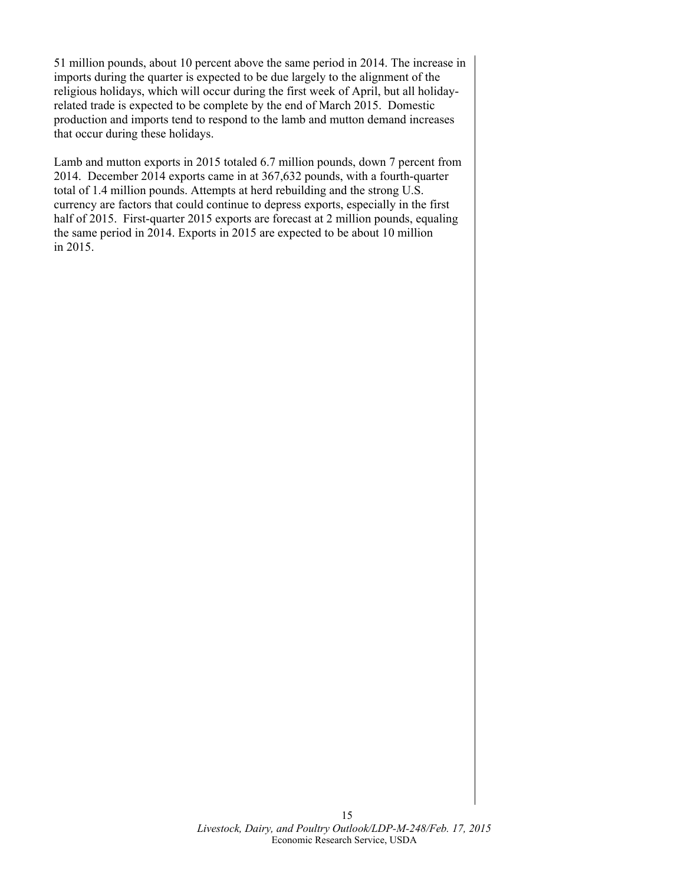51 million pounds, about 10 percent above the same period in 2014. The increase in imports during the quarter is expected to be due largely to the alignment of the religious holidays, which will occur during the first week of April, but all holiday-related trade is expected to be complete by the end of March 2015. Domestic production and imports tend to respond to the lamb and mutton demand increases that occur during these holidays.

Lamb and mutton exports in 2015 totaled 6.7 million pounds, down 7 percent from 2014. December 2014 exports came in at 367,632 pounds, with a fourth-quarter total of 1.4 million pounds. Attempts at herd rebuilding and the strong U.S. currency are factors that could continue to depress exports, especially in the first half of 2015. First-quarter 2015 exports are forecast at 2 million pounds, equaling the same period in 2014. Exports in 2015 are expected to be about 10 million in 2015.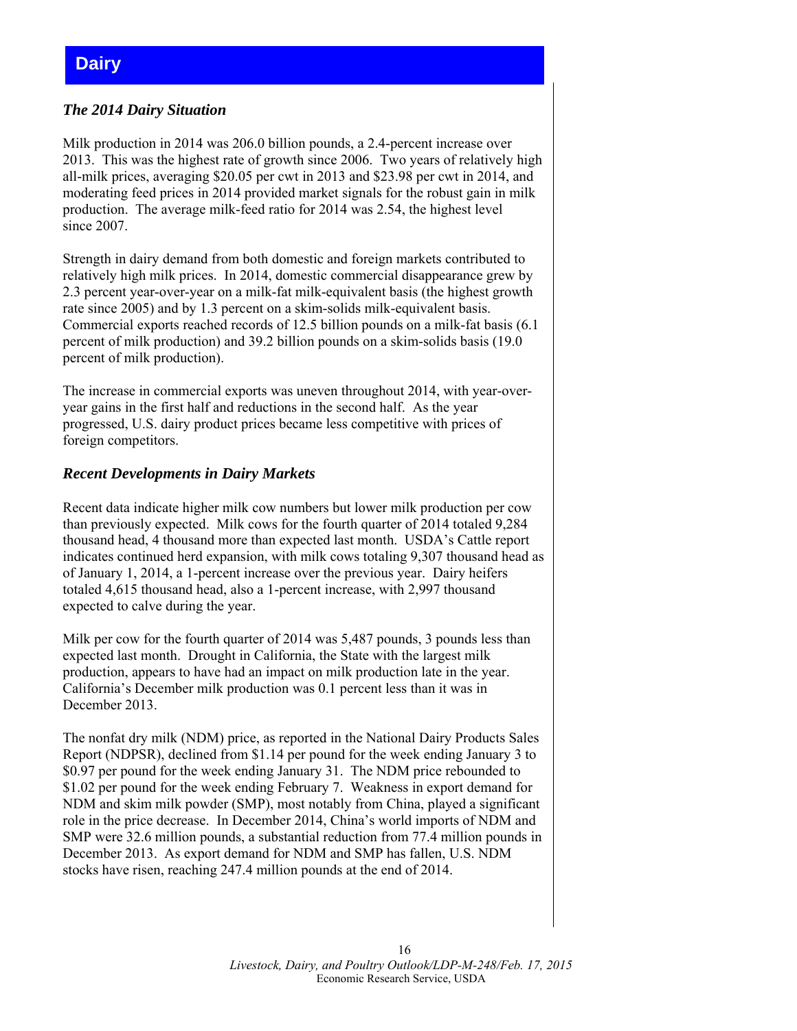# Dairy

### *The 2014 Dairy Situation*

Milk production in 2014 was 206.0 billion pounds, a 2.4-percent increase over 2013. This was the highest rate of growth since 2006. Two years of relatively high all-milk prices, averaging $20.05 per cwt in 2013 and $23.98 per cwt in 2014, and moderating feed prices in 2014 provided market signals for the robust gain in milk production. The average milk-feed ratio for 2014 was 2.54, the highest level since 2007.

Strength in dairy demand from both domestic and foreign markets contributed to relatively high milk prices. In 2014, domestic commercial disappearance grew by 2.3 percent year-over-year on a milk-fat milk-equivalent basis (the highest growth rate since 2005) and by 1.3 percent on a skim-solids milk-equivalent basis. Commercial exports reached records of 12.5 billion pounds on a milk-fat basis (6.1 percent of milk production) and 39.2 billion pounds on a skim-solids basis (19.0 percent of milk production).

The increase in commercial exports was uneven throughout 2014, with year-over-year gains in the first half and reductions in the second half. As the year progressed, U.S. dairy product prices became less competitive with prices of foreign competitors.

### *Recent Developments in Dairy Markets*

Recent data indicate higher milk cow numbers but lower milk production per cow than previously expected. Milk cows for the fourth quarter of 2014 totaled 9,284 thousand head, 4 thousand more than expected last month. USDA's Cattle report indicates continued herd expansion, with milk cows totaling 9,307 thousand head as of January 1, 2014, a 1-percent increase over the previous year. Dairy heifers totaled 4,615 thousand head, also a 1-percent increase, with 2,997 thousand expected to calve during the year.

Milk per cow for the fourth quarter of 2014 was 5,487 pounds, 3 pounds less than expected last month. Drought in California, the State with the largest milk production, appears to have had an impact on milk production late in the year. California's December milk production was 0.1 percent less than it was in December 2013.

The nonfat dry milk (NDM) price, as reported in the National Dairy Products Sales Report (NDPSR), declined from $1.14 per pound for the week ending January 3 to $0.97 per pound for the week ending January 31. The NDM price rebounded to $1.02 per pound for the week ending February 7. Weakness in export demand for NDM and skim milk powder (SMP), most notably from China, played a significant role in the price decrease. In December 2014, China's world imports of NDM and SMP were 32.6 million pounds, a substantial reduction from 77.4 million pounds in December 2013. As export demand for NDM and SMP has fallen, U.S. NDM stocks have risen, reaching 247.4 million pounds at the end of 2014.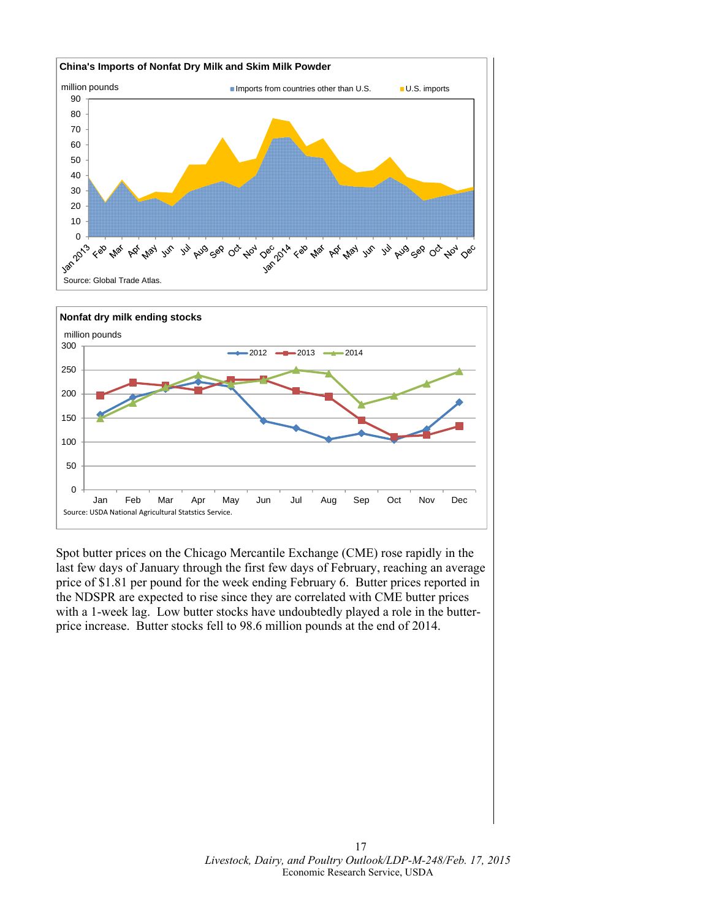**China's Imports of Nonfat Dry Milk and Skim Milk Powder**

million pounds

Imports from countries other than U.S.   U.S. imports

90
80
70
60
50
40
30
20
10
0

Jan 2013 Feb Mar Apr May Jun Jul Aug Sep Oct Nov Dec Jan 2014 Feb Mar Apr May Jun Jul Aug Sep Oct Nov Dec

Source: Global Trade Atlas.

**Nonfat dry milk ending stocks**

million pounds

2012   2013   2014

300
250
200
150
100
50
0

Jan Feb Mar Apr May Jun Jul Aug Sep Oct Nov Dec

Source: USDA National Agricultural Statstics Service.

Spot butter prices on the Chicago Mercantile Exchange (CME) rose rapidly in the last few days of January through the first few days of February, reaching an average price of $1.81 per pound for the week ending February 6. Butter prices reported in the NDSPR are expected to rise since they are correlated with CME butter prices with a 1-week lag. Low butter stocks have undoubtedly played a role in the butter-price increase. Butter stocks fell to 98.6 million pounds at the end of 2014.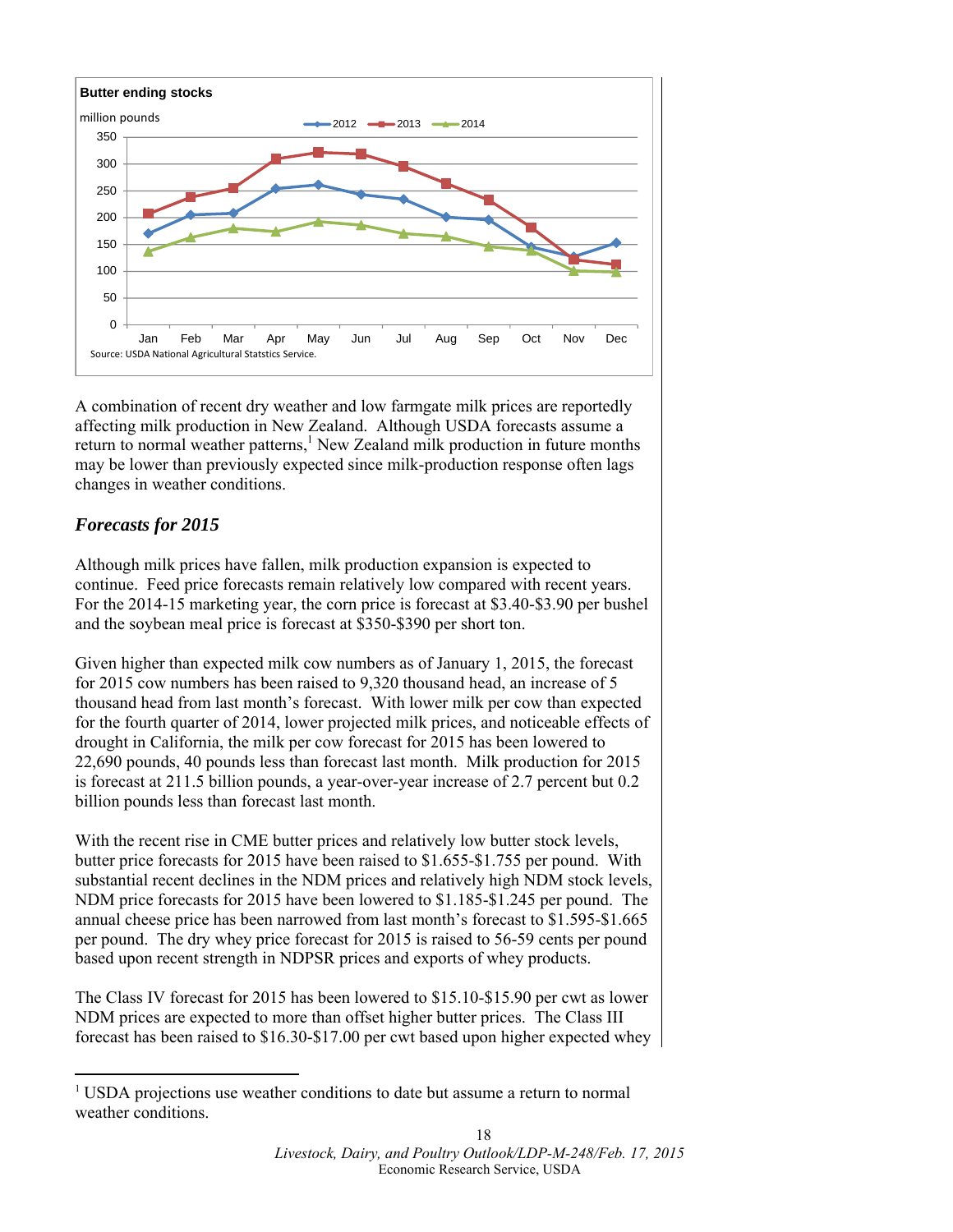Butter ending stocks

million pounds

2012 2013 2014

350
300
250
200
150
100
50
0

Jan Feb Mar Apr May Jun Jul Aug Sep Oct Nov Dec

Source: USDA National Agricultural Statstics Service.

A combination of recent dry weather and low farmgate milk prices are reportedly affecting milk production in New Zealand. Although USDA forecasts assume a return to normal weather patterns,[1] New Zealand milk production in future months may be lower than previously expected since milk-production response often lags changes in weather conditions.

### *Forecasts for 2015*

Although milk prices have fallen, milk production expansion is expected to continue. Feed price forecasts remain relatively low compared with recent years. For the 2014-15 marketing year, the corn price is forecast at $3.40-$3.90 per bushel and the soybean meal price is forecast at $350-$390 per short ton.

Given higher than expected milk cow numbers as of January 1, 2015, the forecast for 2015 cow numbers has been raised to 9,320 thousand head, an increase of 5 thousand head from last month's forecast. With lower milk per cow than expected for the fourth quarter of 2014, lower projected milk prices, and noticeable effects of drought in California, the milk per cow forecast for 2015 has been lowered to 22,690 pounds, 40 pounds less than forecast last month. Milk production for 2015 is forecast at 211.5 billion pounds, a year-over-year increase of 2.7 percent but 0.2 billion pounds less than forecast last month.

With the recent rise in CME butter prices and relatively low butter stock levels, butter price forecasts for 2015 have been raised to $1.655-$1.755 per pound. With substantial recent declines in the NDM prices and relatively high NDM stock levels, NDM price forecasts for 2015 have been lowered to $1.185-$1.245 per pound. The annual cheese price has been narrowed from last month's forecast to $1.595-$1.665 per pound. The dry whey price forecast for 2015 is raised to 56-59 cents per pound based upon recent strength in NDPSR prices and exports of whey products.

The Class IV forecast for 2015 has been lowered to $15.10-$15.90 per cwt as lower NDM prices are expected to more than offset higher butter prices. The Class III forecast has been raised to $16.30-$17.00 per cwt based upon higher expected whey

---

[1] USDA projections use weather conditions to date but assume a return to normal weather conditions.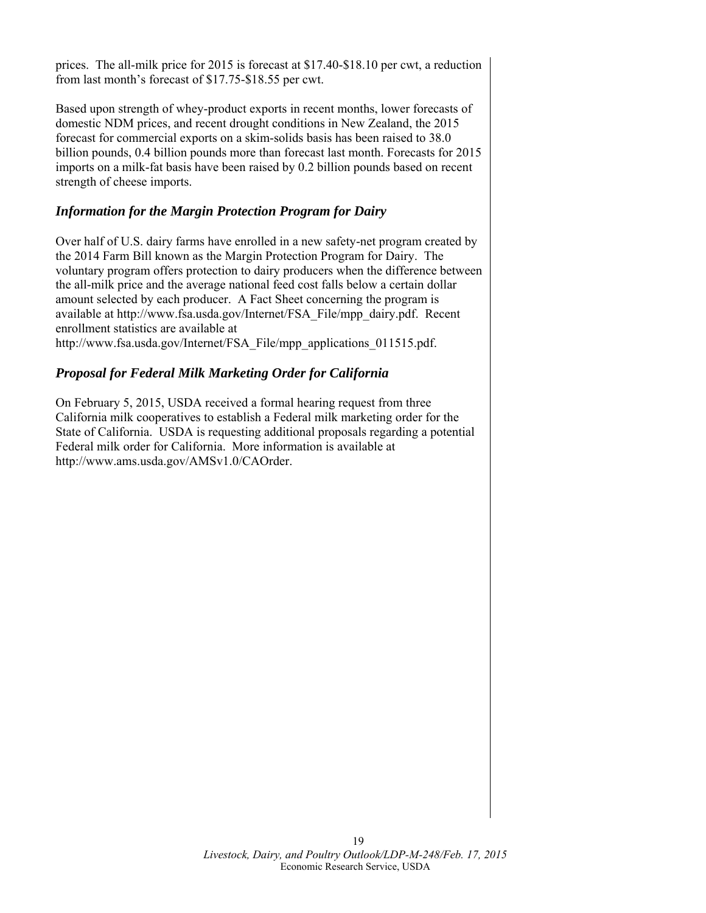prices. The all-milk price for 2015 is forecast at $17.40-$18.10 per cwt, a reduction from last month's forecast of $17.75-$18.55 per cwt.

Based upon strength of whey-product exports in recent months, lower forecasts of domestic NDM prices, and recent drought conditions in New Zealand, the 2015 forecast for commercial exports on a skim-solids basis has been raised to 38.0 billion pounds, 0.4 billion pounds more than forecast last month. Forecasts for 2015 imports on a milk-fat basis have been raised by 0.2 billion pounds based on recent strength of cheese imports.

### *Information for the Margin Protection Program for Dairy*

Over half of U.S. dairy farms have enrolled in a new safety-net program created by the 2014 Farm Bill known as the Margin Protection Program for Dairy. The voluntary program offers protection to dairy producers when the difference between the all-milk price and the average national feed cost falls below a certain dollar amount selected by each producer. A Fact Sheet concerning the program is available at http://www.fsa.usda.gov/Internet/FSA_File/mpp_dairy.pdf. Recent enrollment statistics are available at http://www.fsa.usda.gov/Internet/FSA_File/mpp_applications_011515.pdf.

### *Proposal for Federal Milk Marketing Order for California*

On February 5, 2015, USDA received a formal hearing request from three California milk cooperatives to establish a Federal milk marketing order for the State of California. USDA is requesting additional proposals regarding a potential Federal milk order for California. More information is available at http://www.ams.usda.gov/AMSv1.0/CAOrder.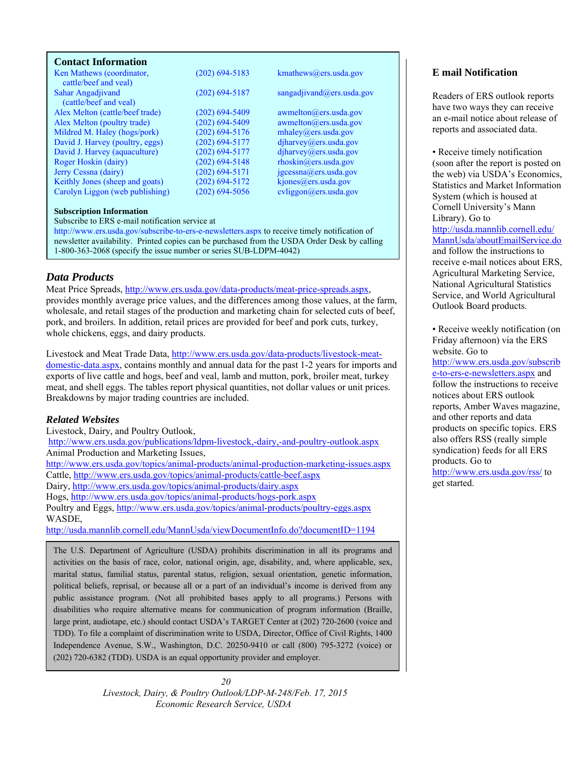## Contact Information

| | | |
|---|---|---|
| Ken Mathews (coordinator, cattle/beef and veal) | (202) 694-5183 | kmathews@ers.usda.gov |
| Sahar Angadjivand (cattle/beef and veal) | (202) 694-5187 | sangadjivand@ers.usda.gov |
| Alex Melton (cattle/beef trade) | (202) 694-5409 | awmelton@ers.usda.gov |
| Alex Melton (poultry trade) | (202) 694-5409 | awmelton@ers.usda.gov |
| Mildred M. Haley (hogs/pork) | (202) 694-5176 | mhaley@ers.usda.gov |
| David J. Harvey (poultry, eggs) | (202) 694-5177 | djharvey@ers.usda.gov |
| David J. Harvey (aquaculture) | (202) 694-5177 | djharvey@ers.usda.gov |
| Roger Hoskin (dairy) | (202) 694-5148 | rhoskin@ers.usda.gov |
| Jerry Cessna (dairy) | (202) 694-5171 | jgcessna@ers.usda.gov |
| Keithly Jones (sheep and goats) | (202) 694-5172 | kjones@ers.usda.gov |
| Carolyn Liggon (web publishing) | (202) 694-5056 | cvliggon@ers.usda.gov |

**Subscription Information**

Subscribe to ERS e-mail notification service at http://www.ers.usda.gov/subscribe-to-ers-e-newsletters.aspx to receive timely notification of newsletter availability. Printed copies can be purchased from the USDA Order Desk by calling 1-800-363-2068 (specify the issue number or series SUB-LDPM-4042)

## *Data Products*

Meat Price Spreads, http://www.ers.usda.gov/data-products/meat-price-spreads.aspx, provides monthly average price values, and the differences among those values, at the farm, wholesale, and retail stages of the production and marketing chain for selected cuts of beef, pork, and broilers. In addition, retail prices are provided for beef and pork cuts, turkey, whole chickens, eggs, and dairy products.

Livestock and Meat Trade Data, http://www.ers.usda.gov/data-products/livestock-meat-domestic-data.aspx, contains monthly and annual data for the past 1-2 years for imports and exports of live cattle and hogs, beef and veal, lamb and mutton, pork, broiler meat, turkey meat, and shell eggs. The tables report physical quantities, not dollar values or unit prices. Breakdowns by major trading countries are included.

## *Related Websites*

Livestock, Dairy, and Poultry Outlook, http://www.ers.usda.gov/publications/ldpm-livestock,-dairy,-and-poultry-outlook.aspx
Animal Production and Marketing Issues, http://www.ers.usda.gov/topics/animal-products/animal-production-marketing-issues.aspx
Cattle, http://www.ers.usda.gov/topics/animal-products/cattle-beef.aspx
Dairy, http://www.ers.usda.gov/topics/animal-products/dairy.aspx
Hogs, http://www.ers.usda.gov/topics/animal-products/hogs-pork.aspx
Poultry and Eggs, http://www.ers.usda.gov/topics/animal-products/poultry-eggs.aspx
WASDE, http://usda.mannlib.cornell.edu/MannUsda/viewDocumentInfo.do?documentID=1194

The U.S. Department of Agriculture (USDA) prohibits discrimination in all its programs and activities on the basis of race, color, national origin, age, disability, and, where applicable, sex, marital status, familial status, parental status, religion, sexual orientation, genetic information, political beliefs, reprisal, or because all or a part of an individual's income is derived from any public assistance program. (Not all prohibited bases apply to all programs.) Persons with disabilities who require alternative means for communication of program information (Braille, large print, audiotape, etc.) should contact USDA's TARGET Center at (202) 720-2600 (voice and TDD). To file a complaint of discrimination write to USDA, Director, Office of Civil Rights, 1400 Independence Avenue, S.W., Washington, D.C. 20250-9410 or call (800) 795-3272 (voice) or (202) 720-6382 (TDD). USDA is an equal opportunity provider and employer.

## E mail Notification

Readers of ERS outlook reports have two ways they can receive an e-mail notice about release of reports and associated data.

- Receive timely notification (soon after the report is posted on the web) via USDA's Economics, Statistics and Market Information System (which is housed at Cornell University's Mann Library). Go to http://usda.mannlib.cornell.edu/MannUsda/aboutEmailService.do and follow the instructions to receive e-mail notices about ERS, Agricultural Marketing Service, National Agricultural Statistics Service, and World Agricultural Outlook Board products.

- Receive weekly notification (on Friday afternoon) via the ERS website. Go to http://www.ers.usda.gov/subscribe-to-ers-e-newsletters.aspx and follow the instructions to receive notices about ERS outlook reports, Amber Waves magazine, and other reports and data products on specific topics. ERS also offers RSS (really simple syndication) feeds for all ERS products. Go to http://www.ers.usda.gov/rss/ to get started.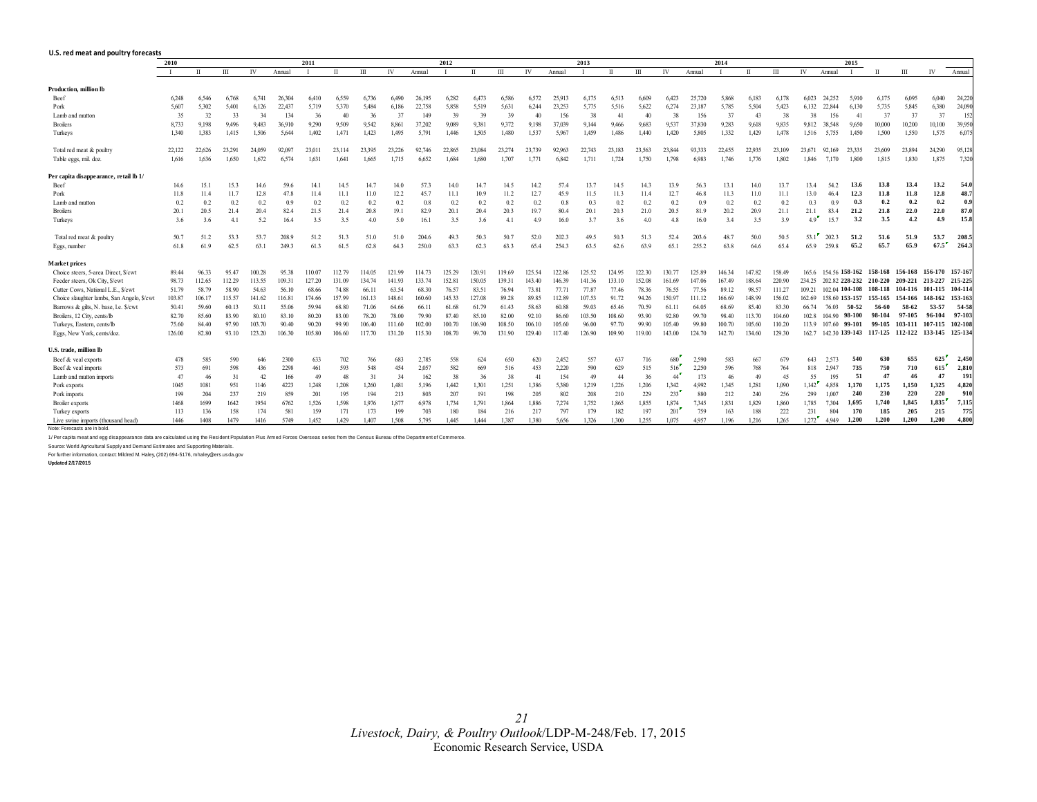**U.S. red meat and poultry forecasts**

| | 2010 | | | | | 2011 | | | | | 2012 | | | | | 2013 | | | | | 2014 | | | | | 2015 | | | | |
|---|---|---|---|---|---|---|---|---|---|---|---|---|---|---|---|---|---|---|---|---|---|---|---|---|---|---|---|---|---|---|
| | I | II | III | IV | Annual | I | II | III | IV | Annual | I | II | III | IV | Annual | I | II | III | IV | Annual | I | II | III | IV | Annual | I | II | III | IV | Annual |
| **Production, million lb** | | | | | | | | | | | | | | | | | | | | | | | | | | | | | | |
| Beef | 6,248 | 6,546 | 6,768 | 6,741 | 26,304 | 6,410 | 6,559 | 6,736 | 6,490 | 26,195 | 6,282 | 6,473 | 6,586 | 6,572 | 25,913 | 6,175 | 6,513 | 6,609 | 6,423 | 25,720 | 5,868 | 6,183 | 6,178 | 6,023 | 24,252 | 5,910 | 6,175 | 6,095 | 6,040 | 24,220 |
| Pork | 5,607 | 5,302 | 5,401 | 6,126 | 22,437 | 5,719 | 5,370 | 5,484 | 6,186 | 22,758 | 5,858 | 5,519 | 5,631 | 6,244 | 23,253 | 5,775 | 5,516 | 5,622 | 6,274 | 23,187 | 5,785 | 5,504 | 5,423 | 6,132 | 22,844 | 6,130 | 5,735 | 5,845 | 6,380 | 24,090 |
| Lamb and mutton | 35 | 32 | 33 | 34 | 134 | 36 | 40 | 36 | 37 | 149 | 39 | 39 | 39 | 40 | 156 | 38 | 41 | 40 | 38 | 156 | 37 | 43 | 38 | 38 | 156 | 41 | 37 | 37 | 37 | 152 |
| Broilers | 8,733 | 9,198 | 9,496 | 9,483 | 36,910 | 9,290 | 9,509 | 9,542 | 8,861 | 37,202 | 9,089 | 9,381 | 9,372 | 9,198 | 37,039 | 9,144 | 9,466 | 9,683 | 9,537 | 37,830 | 9,283 | 9,618 | 9,835 | 9,812 | 38,548 | 9,650 | 10,000 | 10,200 | 10,100 | 39,950 |
| Turkeys | 1,340 | 1,383 | 1,415 | 1,506 | 5,644 | 1,402 | 1,471 | 1,423 | 1,495 | 5,791 | 1,446 | 1,505 | 1,480 | 1,537 | 5,967 | 1,459 | 1,486 | 1,440 | 1,420 | 5,805 | 1,332 | 1,429 | 1,478 | 1,516 | 5,755 | 1,450 | 1,500 | 1,550 | 1,575 | 6,075 |
| Total red meat & poultry | 22,122 | 22,626 | 23,291 | 24,059 | 92,097 | 23,011 | 23,114 | 23,395 | 23,226 | 92,746 | 22,865 | 23,084 | 23,274 | 23,739 | 92,963 | 22,743 | 23,183 | 23,563 | 23,844 | 93,333 | 22,455 | 22,935 | 23,109 | 23,671 | 92,169 | 23,335 | 23,609 | 23,894 | 24,290 | 95,128 |
| Table eggs, mil. doz. | 1,616 | 1,636 | 1,650 | 1,672 | 6,574 | 1,631 | 1,641 | 1,665 | 1,715 | 6,652 | 1,684 | 1,680 | 1,707 | 1,771 | 6,842 | 1,711 | 1,724 | 1,750 | 1,798 | 6,983 | 1,746 | 1,776 | 1,802 | 1,846 | 7,170 | 1,800 | 1,815 | 1,830 | 1,875 | 7,320 |
| **Per capita disappearance, retail lb 1/** | | | | | | | | | | | | | | | | | | | | | | | | | | | | | | |
| Beef | 14.6 | 15.1 | 15.3 | 14.6 | 59.6 | 14.1 | 14.5 | 14.7 | 14.0 | 57.3 | 14.0 | 14.7 | 14.5 | 14.2 | 57.4 | 13.7 | 14.5 | 14.3 | 13.9 | 56.3 | 13.1 | 14.0 | 13.7 | 13.4 | 54.2 | **13.6** | **13.8** | **13.4** | **13.2** | **54.0** |
| Pork | 11.8 | 11.4 | 11.7 | 12.8 | 47.8 | 11.4 | 11.1 | 11.0 | 12.2 | 45.7 | 11.1 | 10.9 | 11.2 | 12.7 | 45.9 | 11.5 | 11.3 | 11.4 | 12.7 | 46.8 | 11.3 | 11.0 | 11.1 | 13.0 | 46.4 | **12.3** | **11.8** | **11.8** | **12.8** | **48.7** |
| Lamb and mutton | 0.2 | 0.2 | 0.2 | 0.2 | 0.9 | 0.2 | 0.2 | 0.2 | 0.2 | 0.8 | 0.2 | 0.2 | 0.2 | 0.2 | 0.8 | 0.3 | 0.2 | 0.2 | 0.2 | 0.9 | 0.2 | 0.2 | 0.2 | 0.3 | 0.9 | **0.3** | **0.2** | **0.2** | **0.2** | **0.9** |
| Broilers | 20.1 | 20.5 | 21.4 | 20.4 | 82.4 | 21.5 | 21.4 | 20.8 | 19.1 | 82.9 | 20.1 | 20.4 | 20.3 | 19.7 | 80.4 | 20.1 | 20.3 | 21.0 | 20.5 | 81.9 | 20.2 | 20.9 | 21.1 | 21.1 | 83.4 | **21.2** | **21.8** | **22.0** | **22.0** | **87.0** |
| Turkeys | 3.6 | 3.6 | 4.1 | 5.2 | 16.4 | 3.5 | 3.5 | 4.0 | 5.0 | 16.1 | 3.5 | 3.6 | 4.1 | 4.9 | 16.0 | 3.7 | 3.6 | 4.0 | 4.8 | 16.0 | 3.4 | 3.5 | 3.9 | 4.9 | 15.7 | **3.2** | **3.5** | **4.2** | **4.9** | **15.8** |
| Total red meat & poultry | 50.7 | 51.2 | 53.3 | 53.7 | 208.9 | 51.2 | 51.3 | 51.0 | 51.0 | 204.6 | 49.3 | 50.3 | 50.7 | 52.0 | 202.3 | 49.5 | 50.3 | 51.3 | 52.4 | 203.6 | 48.7 | 50.0 | 50.5 | 53.1 | 202.3 | **51.2** | **51.6** | **51.9** | **53.7** | **208.5** |
| Eggs, number | 61.8 | 61.9 | 62.5 | 63.1 | 249.3 | 61.3 | 61.5 | 62.8 | 64.3 | 250.0 | 63.3 | 62.3 | 63.3 | 65.4 | 254.3 | 63.5 | 62.6 | 63.9 | 65.1 | 255.2 | 63.8 | 64.6 | 65.4 | 65.9 | 259.8 | **65.2** | **65.7** | **65.9** | **67.5** | **264.3** |
| **Market prices** | | | | | | | | | | | | | | | | | | | | | | | | | | | | | | |
| Choice steers, 5-area Direct, $/cwt | 89.44 | 96.33 | 95.47 | 100.28 | 95.38 | 110.07 | 112.79 | 114.05 | 121.99 | 114.73 | 125.29 | 120.91 | 119.69 | 125.54 | 122.86 | 125.52 | 124.95 | 122.30 | 130.77 | 125.89 | 146.34 | 147.82 | 158.49 | 165.6 | 154.56 | **158-162** | **158-168** | **156-168** | **156-170** | **157-167** |
| Feeder steers, Ok City, $/cwt | 98.73 | 112.65 | 112.29 | 113.55 | 109.31 | 127.20 | 131.09 | 134.74 | 141.93 | 133.74 | 152.81 | 150.05 | 139.31 | 143.40 | 146.39 | 141.36 | 133.10 | 152.08 | 161.69 | 147.06 | 167.49 | 188.64 | 220.90 | 234.25 | 202.82 | **228-232** | **210-220** | **209-221** | **213-227** | **215-225** |
| Cutter Cows, National L.E., $/cwt | 51.79 | 58.79 | 58.90 | 54.63 | 56.10 | 68.66 | 74.88 | 66.11 | 63.54 | 68.30 | 76.57 | 83.51 | 76.94 | 73.81 | 77.71 | 77.87 | 77.46 | 78.36 | 76.55 | 77.56 | 89.12 | 98.57 | 111.27 | 109.21 | 102.04 | **104-108** | **108-118** | **104-116** | **101-115** | **104-114** |
| Choice slaughter lambs, San Angelo, $/cwt | 103.87 | 106.17 | 115.57 | 141.62 | 116.81 | 174.66 | 157.99 | 161.13 | 148.61 | 160.60 | 145.33 | 127.08 | 89.28 | 89.85 | 112.89 | 107.53 | 91.72 | 94.26 | 150.97 | 111.12 | 166.69 | 148.99 | 156.02 | 162.69 | 158.60 | **153-157** | **155-165** | **154-166** | **148-162** | **153-163** |
| Barrows & gilts, N. base, l.e. $/cwt | 50.41 | 59.60 | 60.13 | 50.11 | 55.06 | 59.94 | 68.80 | 71.06 | 64.66 | 66.11 | 61.68 | 61.79 | 61.43 | 58.63 | 60.88 | 59.03 | 65.46 | 70.59 | 61.11 | 64.05 | 68.69 | 85.40 | 83.30 | 66.74 | 76.03 | **50-52** | **56-60** | **58-62** | **53-57** | **54-58** |
| Broilers, 12 City, cents/lb | 82.70 | 85.60 | 83.90 | 80.10 | 83.10 | 80.20 | 83.00 | 78.20 | 78.00 | 79.90 | 87.40 | 85.10 | 82.00 | 92.10 | 86.60 | 103.50 | 108.60 | 93.90 | 92.80 | 99.70 | 98.40 | 113.70 | 104.60 | 102.8 | 104.90 | **98-100** | **98-104** | **97-105** | **96-104** | **97-103** |
| Turkeys, Eastern, cents/lb | 75.60 | 84.40 | 97.90 | 103.70 | 90.40 | 90.20 | 99.90 | 106.40 | 111.60 | 102.00 | 100.70 | 106.90 | 108.50 | 106.10 | 105.60 | 96.00 | 97.70 | 99.90 | 105.40 | 99.80 | 100.70 | 105.60 | 110.20 | 113.9 | 107.60 | **99-101** | **99-105** | **103-111** | **107-115** | **102-108** |
| Eggs, New York, cents/doz. | 126.00 | 82.80 | 93.10 | 123.20 | 106.30 | 105.80 | 106.60 | 117.70 | 131.20 | 115.30 | 108.70 | 99.70 | 131.90 | 129.40 | 117.40 | 126.90 | 109.90 | 119.00 | 143.00 | 124.70 | 142.70 | 134.60 | 129.30 | 162.7 | 142.30 | **139-143** | **117-125** | **112-122** | **133-145** | **125-134** |
| **U.S. trade, million lb** | | | | | | | | | | | | | | | | | | | | | | | | | | | | | | |
| Beef & veal exports | 478 | 585 | 590 | 646 | 2300 | 633 | 702 | 766 | 683 | 2,785 | 558 | 624 | 650 | 620 | 2,452 | 557 | 637 | 716 | 680 | 2,590 | 583 | 667 | 679 | 643 | 2,573 | **540** | **630** | **655** | **625** | **2,450** |
| Beef & veal imports | 573 | 691 | 598 | 436 | 2298 | 461 | 593 | 548 | 454 | 2,057 | 582 | 669 | 516 | 453 | 2,220 | 590 | 629 | 515 | 516 | 2,250 | 596 | 768 | 764 | 818 | 2,947 | **735** | **750** | **710** | **615** | **2,810** |
| Lamb and mutton imports | 47 | 46 | 31 | 42 | 166 | 49 | 48 | 31 | 34 | 162 | 38 | 36 | 38 | 41 | 154 | 49 | 44 | 36 | 44 | 173 | 46 | 49 | 45 | 55 | 195 | **51** | **47** | **46** | **47** | **191** |
| Pork exports | 1045 | 1081 | 951 | 1146 | 4223 | 1,248 | 1,208 | 1,260 | 1,481 | 5,196 | 1,442 | 1,301 | 1,251 | 1,386 | 5,380 | 1,219 | 1,226 | 1,206 | 1,342 | 4,992 | 1,345 | 1,281 | 1,090 | 1,142 | 4,858 | **1,170** | **1,175** | **1,150** | **1,325** | **4,820** |
| Pork imports | 199 | 204 | 237 | 219 | 859 | 201 | 195 | 194 | 213 | 803 | 207 | 191 | 198 | 205 | 802 | 208 | 210 | 229 | 233 | 880 | 212 | 240 | 256 | 299 | 1,007 | **240** | **230** | **220** | **220** | **910** |
| Broiler exports | 1468 | 1699 | 1642 | 1954 | 6762 | 1,526 | 1,598 | 1,976 | 1,877 | 6,978 | 1,734 | 1,791 | 1,864 | 1,886 | 7,274 | 1,752 | 1,865 | 1,855 | 1,874 | 7,345 | 1,831 | 1,829 | 1,860 | 1,785 | 7,304 | **1,695** | **1,740** | **1,845** | **1,835** | **7,115** |
| Turkey exports | 113 | 136 | 158 | 174 | 581 | 159 | 171 | 173 | 199 | 703 | 180 | 184 | 216 | 217 | 797 | 179 | 182 | 197 | 201 | 759 | 163 | 188 | 222 | 231 | 804 | **170** | **185** | **205** | **215** | **775** |
| Live swine imports (thousand head) | 1446 | 1408 | 1479 | 1416 | 5749 | 1,452 | 1,429 | 1,407 | 1,508 | 5,795 | 1,445 | 1,444 | 1,387 | 1,380 | 5,656 | 1,326 | 1,300 | 1,255 | 1,075 | 4,957 | 1,196 | 1,216 | 1,265 | 1,272 | 4,949 | **1,200** | **1,200** | **1,200** | **1,200** | **4,800** |

Note: Forecasts are in bold.

1/ Per capita meat and egg disappearance data are calculated using the Resident Population Plus Armed Forces Overseas series from the Census Bureau of the Department of Commerce.

Source: World Agricultural Supply and Demand Estimates and Supporting Materials.

For further information, contact: Mildred M. Haley, (202) 694-5176, mhaley@ers.usda.gov

**Updated 2/17/2015**

*Livestock, Dairy, & Poultry Outlook*/LDP-M-248/Feb. 17, 2015
Economic Research Service, USDA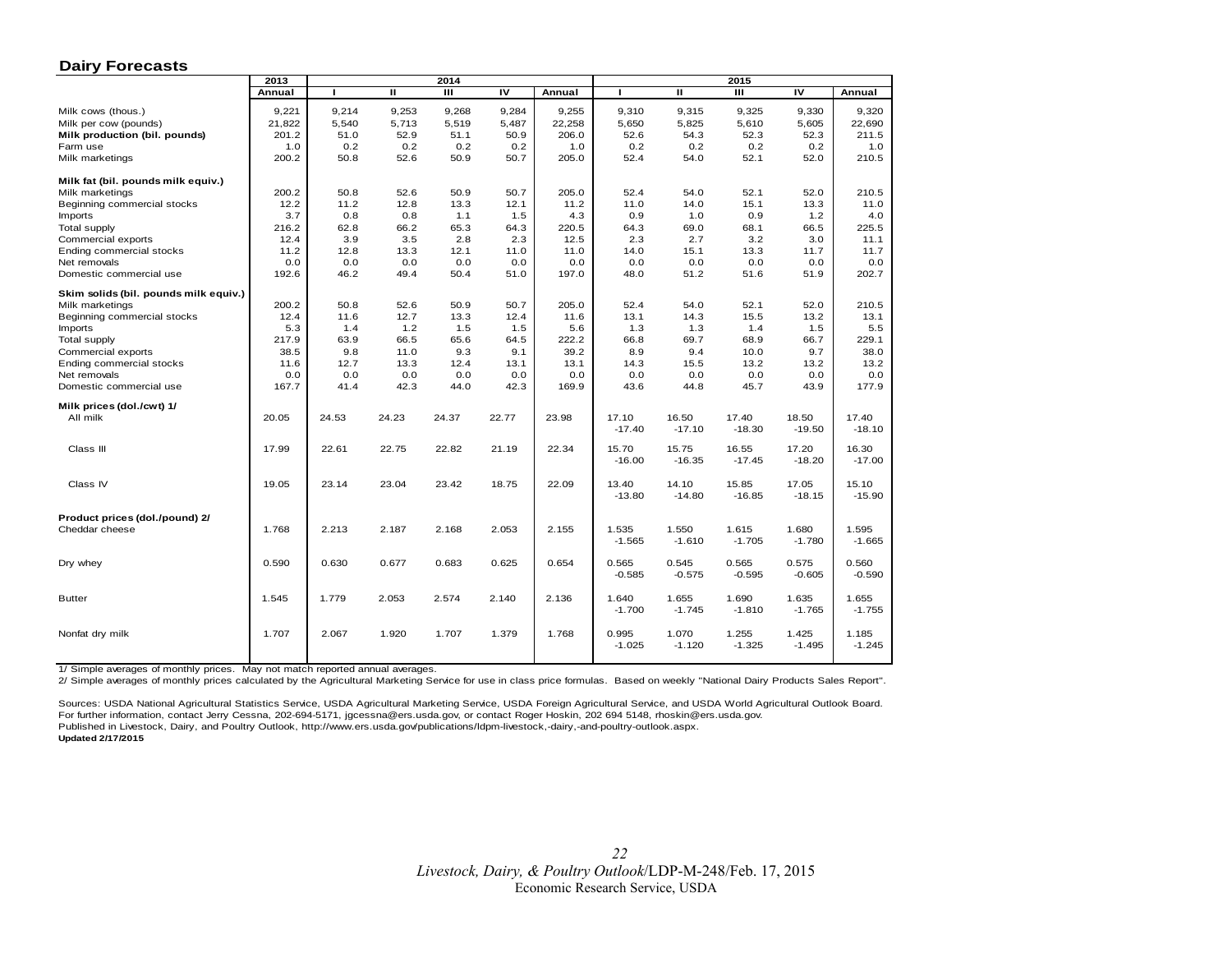## Dairy Forecasts

| | 2013 | 2014 | | | | | 2015 | | | | |
|---|---|---|---|---|---|---|---|---|---|---|---|
| | Annual | I | II | III | IV | Annual | I | II | III | IV | Annual |
| Milk cows (thous.) | 9,221 | 9,214 | 9,253 | 9,268 | 9,284 | 9,255 | 9,310 | 9,315 | 9,325 | 9,330 | 9,320 |
| Milk per cow (pounds) | 21,822 | 5,540 | 5,713 | 5,519 | 5,487 | 22,258 | 5,650 | 5,825 | 5,610 | 5,605 | 22,690 |
| **Milk production (bil. pounds)** | 201.2 | 51.0 | 52.9 | 51.1 | 50.9 | 206.0 | 52.6 | 54.3 | 52.3 | 52.3 | 211.5 |
| Farm use | 1.0 | 0.2 | 0.2 | 0.2 | 0.2 | 1.0 | 0.2 | 0.2 | 0.2 | 0.2 | 1.0 |
| Milk marketings | 200.2 | 50.8 | 52.6 | 50.9 | 50.7 | 205.0 | 52.4 | 54.0 | 52.1 | 52.0 | 210.5 |
| **Milk fat (bil. pounds milk equiv.)** | | | | | | | | | | | |
| Milk marketings | 200.2 | 50.8 | 52.6 | 50.9 | 50.7 | 205.0 | 52.4 | 54.0 | 52.1 | 52.0 | 210.5 |
| Beginning commercial stocks | 12.2 | 11.2 | 12.8 | 13.3 | 12.1 | 11.2 | 11.0 | 14.0 | 15.1 | 13.3 | 11.0 |
| Imports | 3.7 | 0.8 | 0.8 | 1.1 | 1.5 | 4.3 | 0.9 | 1.0 | 0.9 | 1.2 | 4.0 |
| Total supply | 216.2 | 62.8 | 66.2 | 65.3 | 64.3 | 220.5 | 64.3 | 69.0 | 68.1 | 66.5 | 225.5 |
| Commercial exports | 12.4 | 3.9 | 3.5 | 2.8 | 2.3 | 12.5 | 2.3 | 2.7 | 3.2 | 3.0 | 11.1 |
| Ending commercial stocks | 11.2 | 12.8 | 13.3 | 12.1 | 11.0 | 11.0 | 14.0 | 15.1 | 13.3 | 11.7 | 11.7 |
| Net removals | 0.0 | 0.0 | 0.0 | 0.0 | 0.0 | 0.0 | 0.0 | 0.0 | 0.0 | 0.0 | 0.0 |
| Domestic commercial use | 192.6 | 46.2 | 49.4 | 50.4 | 51.0 | 197.0 | 48.0 | 51.2 | 51.6 | 51.9 | 202.7 |
| **Skim solids (bil. pounds milk equiv.)** | | | | | | | | | | | |
| Milk marketings | 200.2 | 50.8 | 52.6 | 50.9 | 50.7 | 205.0 | 52.4 | 54.0 | 52.1 | 52.0 | 210.5 |
| Beginning commercial stocks | 12.4 | 11.6 | 12.7 | 13.3 | 12.4 | 11.6 | 13.1 | 14.3 | 15.5 | 13.2 | 13.1 |
| Imports | 5.3 | 1.4 | 1.2 | 1.5 | 1.5 | 5.6 | 1.3 | 1.3 | 1.4 | 1.5 | 5.5 |
| Total supply | 217.9 | 63.9 | 66.5 | 65.6 | 64.5 | 222.2 | 66.8 | 69.7 | 68.9 | 66.7 | 229.1 |
| Commercial exports | 38.5 | 9.8 | 11.0 | 9.3 | 9.1 | 39.2 | 8.9 | 9.4 | 10.0 | 9.7 | 38.0 |
| Ending commercial stocks | 11.6 | 12.7 | 13.3 | 12.4 | 13.1 | 13.1 | 14.3 | 15.5 | 13.2 | 13.2 | 13.2 |
| Net removals | 0.0 | 0.0 | 0.0 | 0.0 | 0.0 | 0.0 | 0.0 | 0.0 | 0.0 | 0.0 | 0.0 |
| Domestic commercial use | 167.7 | 41.4 | 42.3 | 44.0 | 42.3 | 169.9 | 43.6 | 44.8 | 45.7 | 43.9 | 177.9 |
| **Milk prices (dol./cwt) 1/** | | | | | | | | | | | |
| All milk | 20.05 | 24.53 | 24.23 | 24.37 | 22.77 | 23.98 | 17.10 | 16.50 | 17.40 | 18.50 | 17.40 |
| | | | | | | | -17.40 | -17.10 | -18.30 | -19.50 | -18.10 |
| Class III | 17.99 | 22.61 | 22.75 | 22.82 | 21.19 | 22.34 | 15.70 | 15.75 | 16.55 | 17.20 | 16.30 |
| | | | | | | | -16.00 | -16.35 | -17.45 | -18.20 | -17.00 |
| Class IV | 19.05 | 23.14 | 23.04 | 23.42 | 18.75 | 22.09 | 13.40 | 14.10 | 15.85 | 17.05 | 15.10 |
| | | | | | | | -13.80 | -14.80 | -16.85 | -18.15 | -15.90 |
| **Product prices (dol./pound) 2/** | | | | | | | | | | | |
| Cheddar cheese | 1.768 | 2.213 | 2.187 | 2.168 | 2.053 | 2.155 | 1.535 | 1.550 | 1.615 | 1.680 | 1.595 |
| | | | | | | | -1.565 | -1.610 | -1.705 | -1.780 | -1.665 |
| Dry whey | 0.590 | 0.630 | 0.677 | 0.683 | 0.625 | 0.654 | 0.565 | 0.545 | 0.565 | 0.575 | 0.560 |
| | | | | | | | -0.585 | -0.575 | -0.595 | -0.605 | -0.590 |
| Butter | 1.545 | 1.779 | 2.053 | 2.574 | 2.140 | 2.136 | 1.640 | 1.655 | 1.690 | 1.635 | 1.655 |
| | | | | | | | -1.700 | -1.745 | -1.810 | -1.765 | -1.755 |
| Nonfat dry milk | 1.707 | 2.067 | 1.920 | 1.707 | 1.379 | 1.768 | 0.995 | 1.070 | 1.255 | 1.425 | 1.185 |
| | | | | | | | -1.025 | -1.120 | -1.325 | -1.495 | -1.245 |

1/ Simple averages of monthly prices. May not match reported annual averages.

2/ Simple averages of monthly prices calculated by the Agricultural Marketing Service for use in class price formulas. Based on weekly "National Dairy Products Sales Report".

Sources: USDA National Agricultural Statistics Service, USDA Agricultural Marketing Service, USDA Foreign Agricultural Service, and USDA World Agricultural Outlook Board.
For further information, contact Jerry Cessna, 202-694-5171, jgcessna@ers.usda.gov, or contact Roger Hoskin, 202 694 5148, rhoskin@ers.usda.gov.
Published in Livestock, Dairy, and Poultry Outlook, http://www.ers.usda.gov/publications/ldpm-livestock,-dairy,-and-poultry-outlook.aspx.

**Updated 2/17/2015**